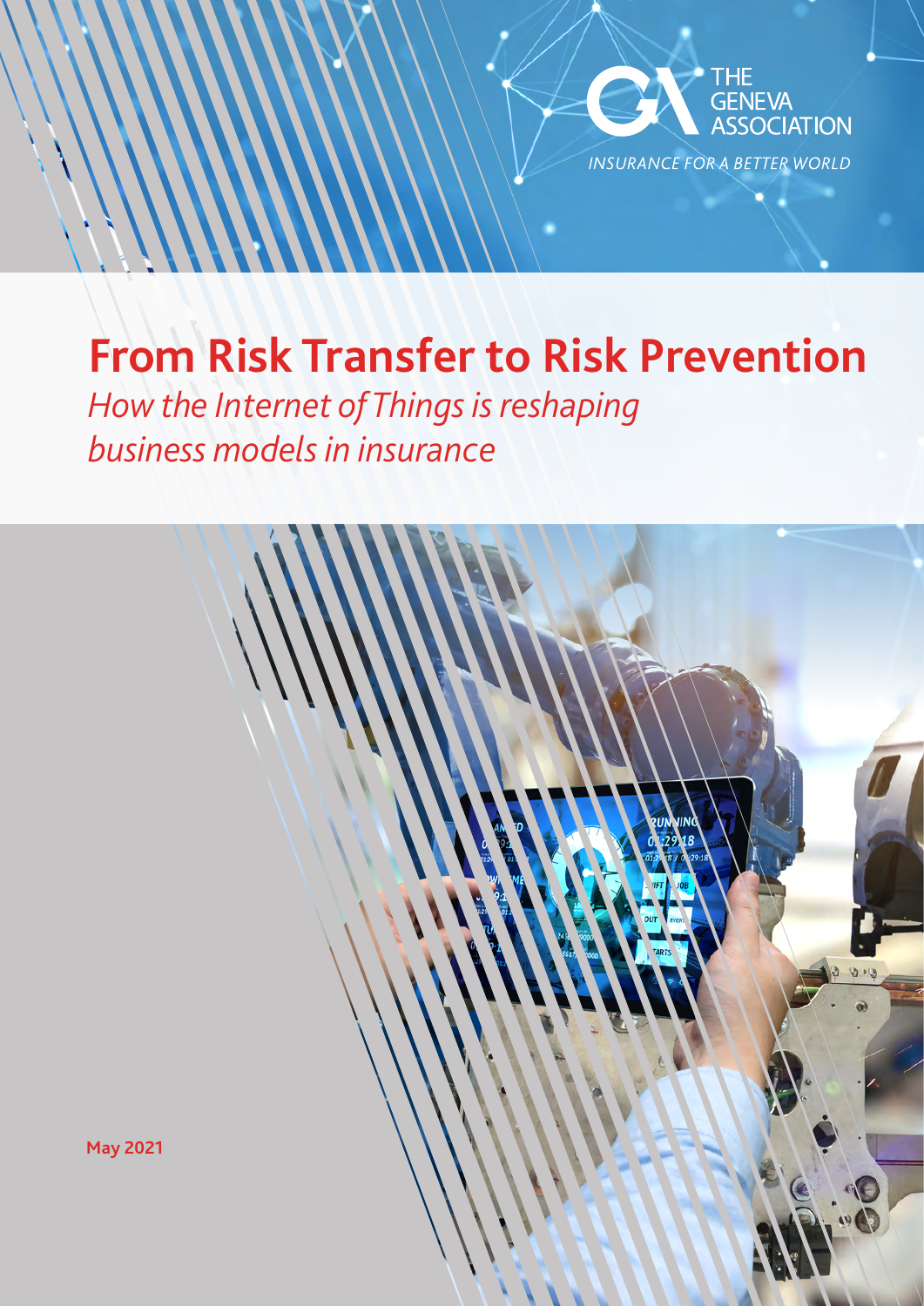THE GENEVA ASSOCIATION

*INSURANCE FOR A BETTER WORLD*

# From Risk Transfer to Risk Prevention

*How the Internet of Things is reshaping business models in insurance*

**May 2021**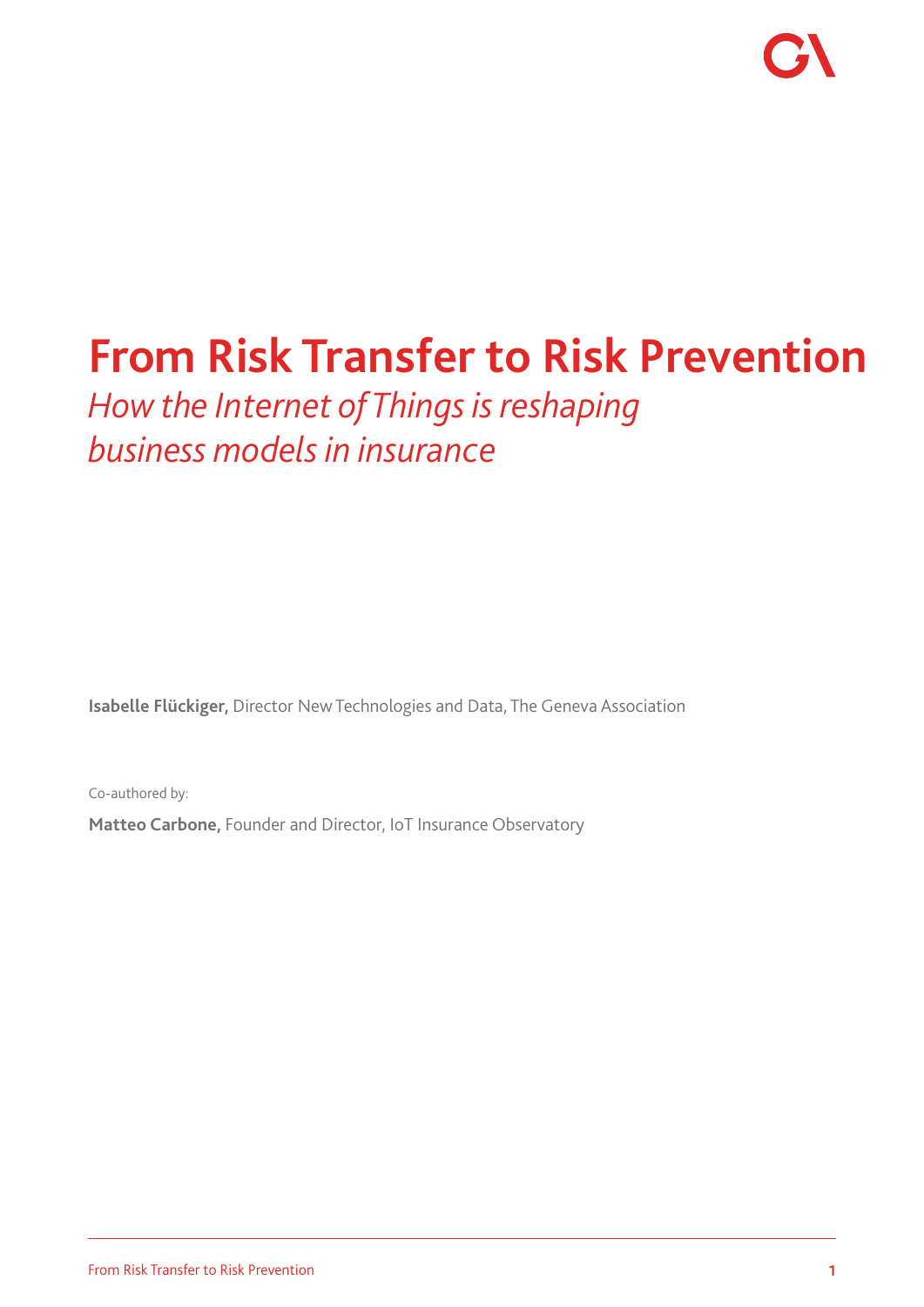# From Risk Transfer to Risk Prevention

*How the Internet of Things is reshaping business models in insurance*

**Isabelle Flückiger,** Director New Technologies and Data, The Geneva Association

Co-authored by:

**Matteo Carbone,** Founder and Director, IoT Insurance Observatory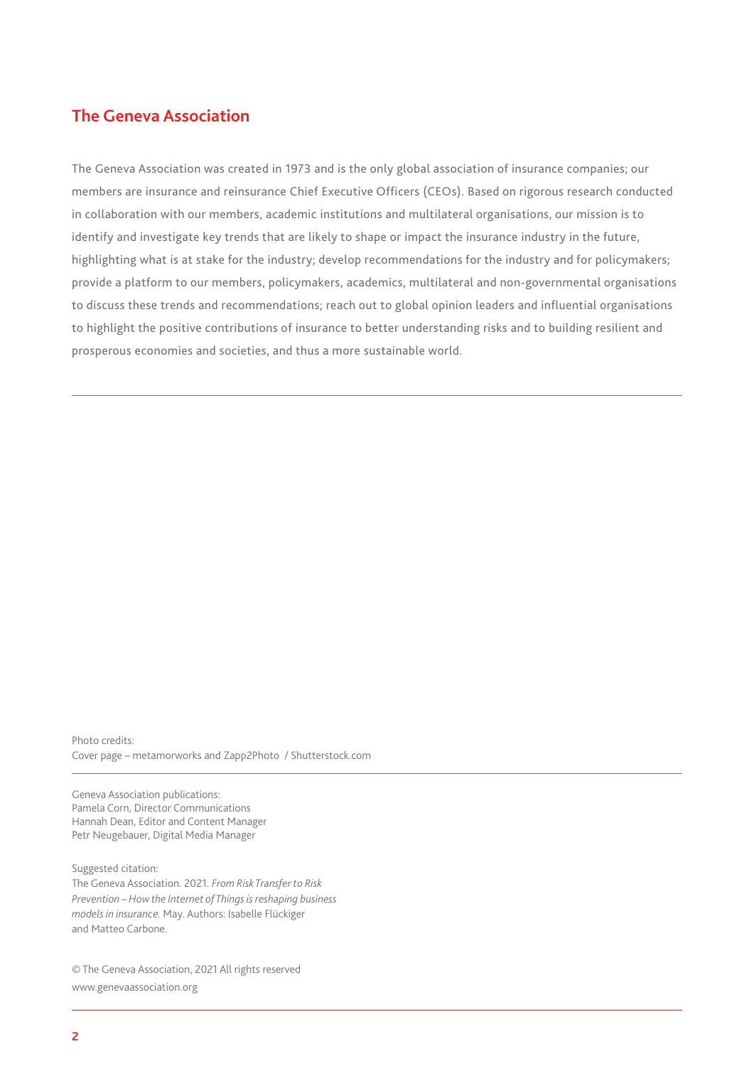## The Geneva Association

The Geneva Association was created in 1973 and is the only global association of insurance companies; our members are insurance and reinsurance Chief Executive Officers (CEOs). Based on rigorous research conducted in collaboration with our members, academic institutions and multilateral organisations, our mission is to identify and investigate key trends that are likely to shape or impact the insurance industry in the future, highlighting what is at stake for the industry; develop recommendations for the industry and for policymakers; provide a platform to our members, policymakers, academics, multilateral and non-governmental organisations to discuss these trends and recommendations; reach out to global opinion leaders and influential organisations to highlight the positive contributions of insurance to better understanding risks and to building resilient and prosperous economies and societies, and thus a more sustainable world.

---

Photo credits:
Cover page – metamorworks and Zapp2Photo / Shutterstock.com

---

Geneva Association publications:
Pamela Corn, Director Communications
Hannah Dean, Editor and Content Manager
Petr Neugebauer, Digital Media Manager

Suggested citation:
The Geneva Association. 2021. *From Risk Transfer to Risk Prevention – How the Internet of Things is reshaping business models in insurance.* May. Authors: Isabelle Flückiger and Matteo Carbone.

© The Geneva Association, 2021 All rights reserved
www.genevaassociation.org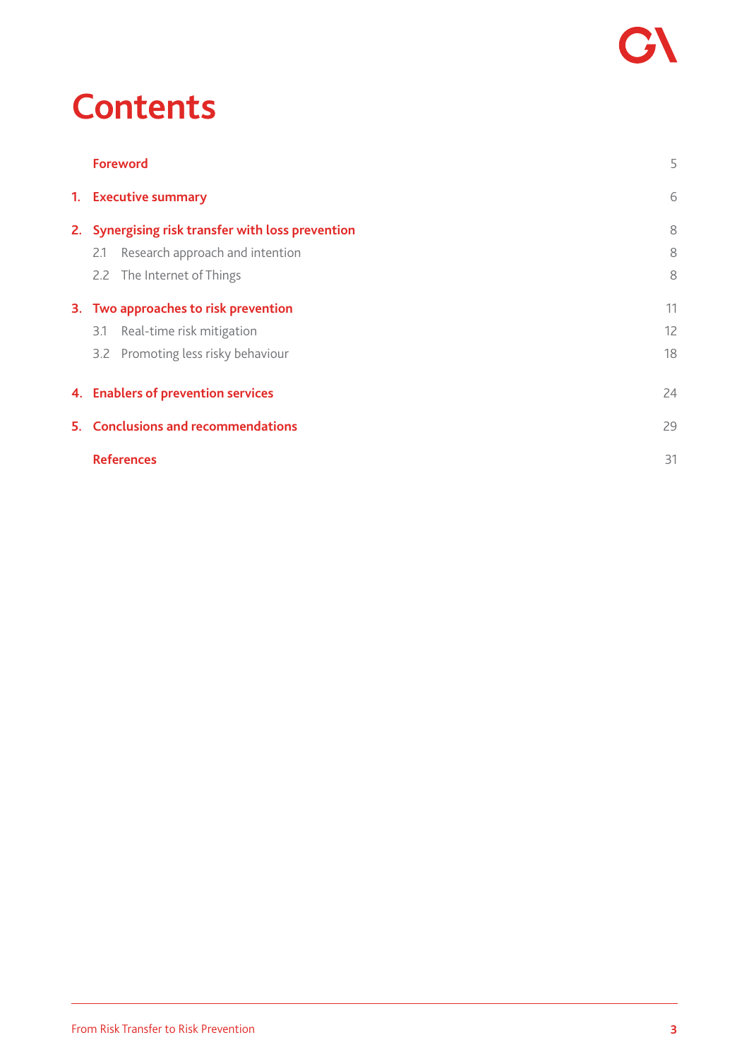# Contents

| | | |
|---|---|---|
| | **Foreword** | 5 |
| **1.** | **Executive summary** | 6 |
| **2.** | **Synergising risk transfer with loss prevention** | 8 |
| | 2.1 Research approach and intention | 8 |
| | 2.2 The Internet of Things | 8 |
| **3.** | **Two approaches to risk prevention** | 11 |
| | 3.1 Real-time risk mitigation | 12 |
| | 3.2 Promoting less risky behaviour | 18 |
| **4.** | **Enablers of prevention services** | 24 |
| **5.** | **Conclusions and recommendations** | 29 |
| | **References** | 31 |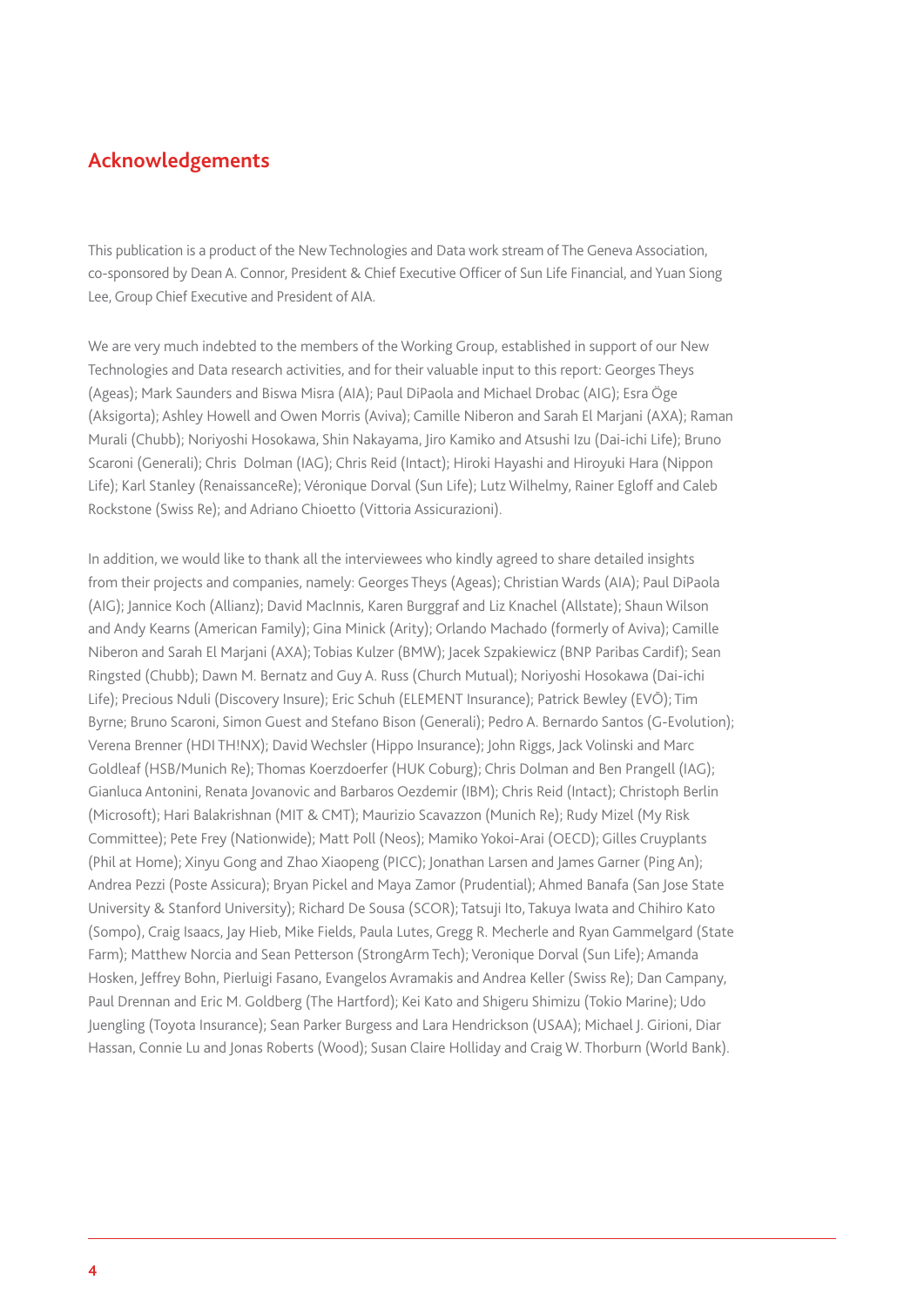## Acknowledgements

This publication is a product of the New Technologies and Data work stream of The Geneva Association, co-sponsored by Dean A. Connor, President & Chief Executive Officer of Sun Life Financial, and Yuan Siong Lee, Group Chief Executive and President of AIA.

We are very much indebted to the members of the Working Group, established in support of our New Technologies and Data research activities, and for their valuable input to this report: Georges Theys (Ageas); Mark Saunders and Biswa Misra (AIA); Paul DiPaola and Michael Drobac (AIG); Esra Öge (Aksigorta); Ashley Howell and Owen Morris (Aviva); Camille Niberon and Sarah El Marjani (AXA); Raman Murali (Chubb); Noriyoshi Hosokawa, Shin Nakayama, Jiro Kamiko and Atsushi Izu (Dai-ichi Life); Bruno Scaroni (Generali); Chris Dolman (IAG); Chris Reid (Intact); Hiroki Hayashi and Hiroyuki Hara (Nippon Life); Karl Stanley (RenaissanceRe); Véronique Dorval (Sun Life); Lutz Wilhelmy, Rainer Egloff and Caleb Rockstone (Swiss Re); and Adriano Chioetto (Vittoria Assicurazioni).

In addition, we would like to thank all the interviewees who kindly agreed to share detailed insights from their projects and companies, namely: Georges Theys (Ageas); Christian Wards (AIA); Paul DiPaola (AIG); Jannice Koch (Allianz); David MacInnis, Karen Burggraf and Liz Knachel (Allstate); Shaun Wilson and Andy Kearns (American Family); Gina Minick (Arity); Orlando Machado (formerly of Aviva); Camille Niberon and Sarah El Marjani (AXA); Tobias Kulzer (BMW); Jacek Szpakiewicz (BNP Paribas Cardif); Sean Ringsted (Chubb); Dawn M. Bernatz and Guy A. Russ (Church Mutual); Noriyoshi Hosokawa (Dai-ichi Life); Precious Nduli (Discovery Insure); Eric Schuh (ELEMENT Insurance); Patrick Bewley (EVŌ); Tim Byrne; Bruno Scaroni, Simon Guest and Stefano Bison (Generali); Pedro A. Bernardo Santos (G-Evolution); Verena Brenner (HDI TH!NX); David Wechsler (Hippo Insurance); John Riggs, Jack Volinski and Marc Goldleaf (HSB/Munich Re); Thomas Koerzdoerfer (HUK Coburg); Chris Dolman and Ben Prangell (IAG); Gianluca Antonini, Renata Jovanovic and Barbaros Oezdemir (IBM); Chris Reid (Intact); Christoph Berlin (Microsoft); Hari Balakrishnan (MIT & CMT); Maurizio Scavazzon (Munich Re); Rudy Mizel (My Risk Committee); Pete Frey (Nationwide); Matt Poll (Neos); Mamiko Yokoi-Arai (OECD); Gilles Cruyplants (Phil at Home); Xinyu Gong and Zhao Xiaopeng (PICC); Jonathan Larsen and James Garner (Ping An); Andrea Pezzi (Poste Assicura); Bryan Pickel and Maya Zamor (Prudential); Ahmed Banafa (San Jose State University & Stanford University); Richard De Sousa (SCOR); Tatsuji Ito, Takuya Iwata and Chihiro Kato (Sompo), Craig Isaacs, Jay Hieb, Mike Fields, Paula Lutes, Gregg R. Mecherle and Ryan Gammelgard (State Farm); Matthew Norcia and Sean Petterson (StrongArm Tech); Veronique Dorval (Sun Life); Amanda Hosken, Jeffrey Bohn, Pierluigi Fasano, Evangelos Avramakis and Andrea Keller (Swiss Re); Dan Campany, Paul Drennan and Eric M. Goldberg (The Hartford); Kei Kato and Shigeru Shimizu (Tokio Marine); Udo Juengling (Toyota Insurance); Sean Parker Burgess and Lara Hendrickson (USAA); Michael J. Girioni, Diar Hassan, Connie Lu and Jonas Roberts (Wood); Susan Claire Holliday and Craig W. Thorburn (World Bank).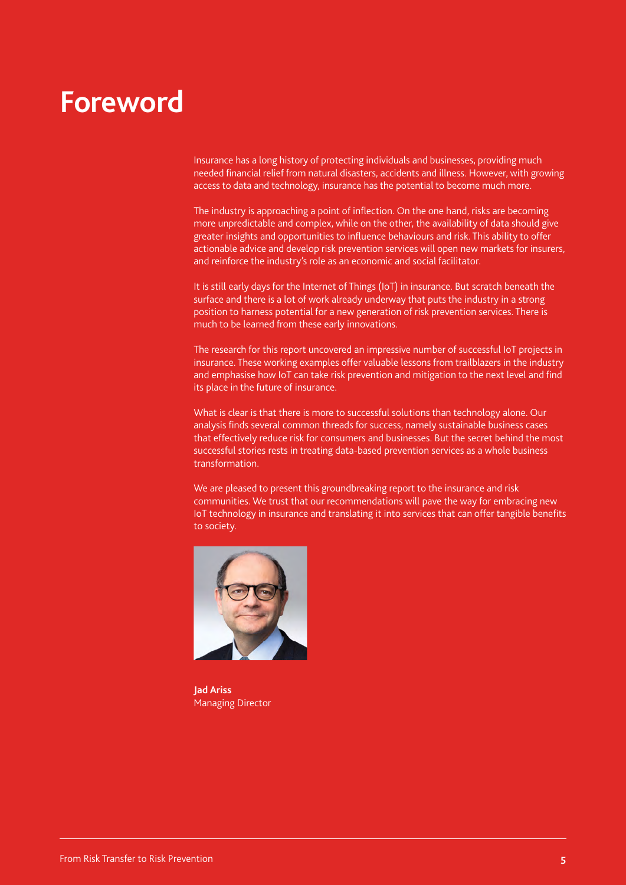# Foreword

Insurance has a long history of protecting individuals and businesses, providing much needed financial relief from natural disasters, accidents and illness. However, with growing access to data and technology, insurance has the potential to become much more.

The industry is approaching a point of inflection. On the one hand, risks are becoming more unpredictable and complex, while on the other, the availability of data should give greater insights and opportunities to influence behaviours and risk. This ability to offer actionable advice and develop risk prevention services will open new markets for insurers, and reinforce the industry's role as an economic and social facilitator.

It is still early days for the Internet of Things (IoT) in insurance. But scratch beneath the surface and there is a lot of work already underway that puts the industry in a strong position to harness potential for a new generation of risk prevention services. There is much to be learned from these early innovations.

The research for this report uncovered an impressive number of successful IoT projects in insurance. These working examples offer valuable lessons from trailblazers in the industry and emphasise how IoT can take risk prevention and mitigation to the next level and find its place in the future of insurance.

What is clear is that there is more to successful solutions than technology alone. Our analysis finds several common threads for success, namely sustainable business cases that effectively reduce risk for consumers and businesses. But the secret behind the most successful stories rests in treating data-based prevention services as a whole business transformation.

We are pleased to present this groundbreaking report to the insurance and risk communities. We trust that our recommendations will pave the way for embracing new IoT technology in insurance and translating it into services that can offer tangible benefits to society.

**Jad Ariss**
Managing Director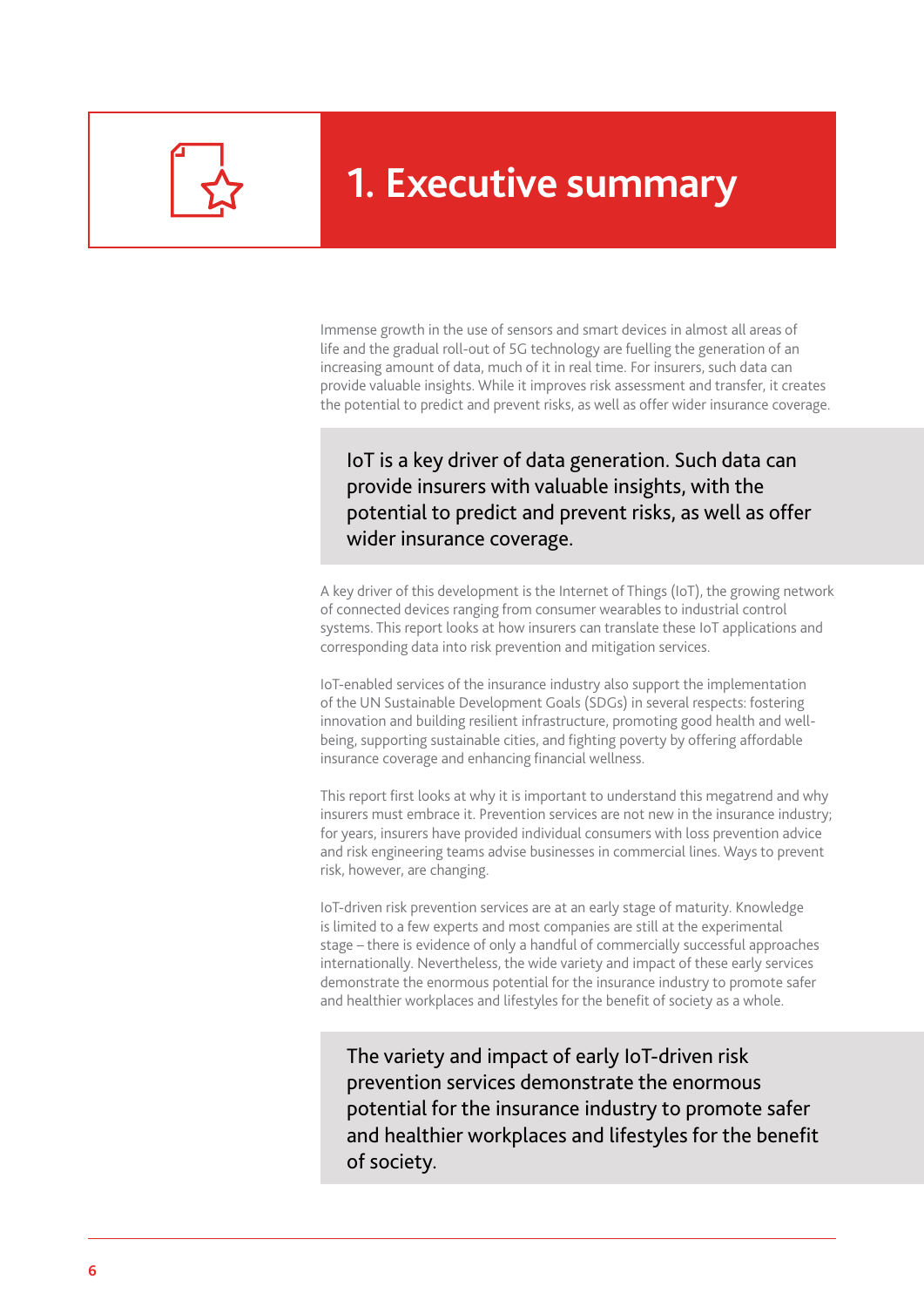# 1. Executive summary

Immense growth in the use of sensors and smart devices in almost all areas of life and the gradual roll-out of 5G technology are fuelling the generation of an increasing amount of data, much of it in real time. For insurers, such data can provide valuable insights. While it improves risk assessment and transfer, it creates the potential to predict and prevent risks, as well as offer wider insurance coverage.

> IoT is a key driver of data generation. Such data can provide insurers with valuable insights, with the potential to predict and prevent risks, as well as offer wider insurance coverage.

A key driver of this development is the Internet of Things (IoT), the growing network of connected devices ranging from consumer wearables to industrial control systems. This report looks at how insurers can translate these IoT applications and corresponding data into risk prevention and mitigation services.

IoT-enabled services of the insurance industry also support the implementation of the UN Sustainable Development Goals (SDGs) in several respects: fostering innovation and building resilient infrastructure, promoting good health and well-being, supporting sustainable cities, and fighting poverty by offering affordable insurance coverage and enhancing financial wellness.

This report first looks at why it is important to understand this megatrend and why insurers must embrace it. Prevention services are not new in the insurance industry; for years, insurers have provided individual consumers with loss prevention advice and risk engineering teams advise businesses in commercial lines. Ways to prevent risk, however, are changing.

IoT-driven risk prevention services are at an early stage of maturity. Knowledge is limited to a few experts and most companies are still at the experimental stage – there is evidence of only a handful of commercially successful approaches internationally. Nevertheless, the wide variety and impact of these early services demonstrate the enormous potential for the insurance industry to promote safer and healthier workplaces and lifestyles for the benefit of society as a whole.

> The variety and impact of early IoT-driven risk prevention services demonstrate the enormous potential for the insurance industry to promote safer and healthier workplaces and lifestyles for the benefit of society.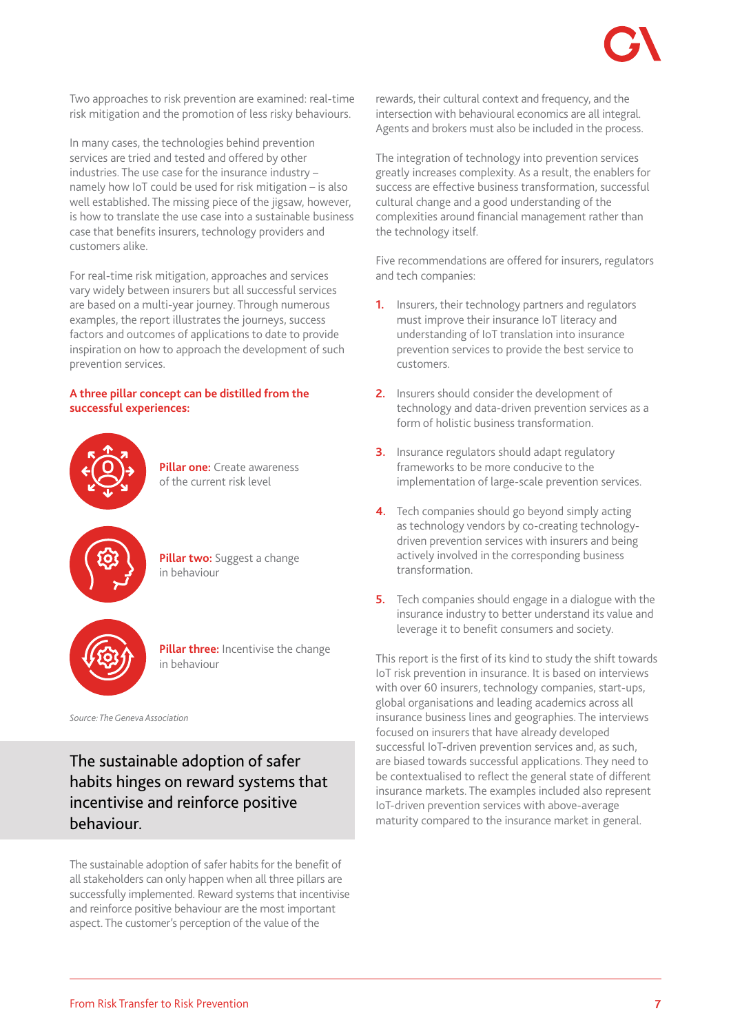Two approaches to risk prevention are examined: real-time risk mitigation and the promotion of less risky behaviours.

In many cases, the technologies behind prevention services are tried and tested and offered by other industries. The use case for the insurance industry – namely how IoT could be used for risk mitigation – is also well established. The missing piece of the jigsaw, however, is how to translate the use case into a sustainable business case that benefits insurers, technology providers and customers alike.

For real-time risk mitigation, approaches and services vary widely between insurers but all successful services are based on a multi-year journey. Through numerous examples, the report illustrates the journeys, success factors and outcomes of applications to date to provide inspiration on how to approach the development of such prevention services.

**A three pillar concept can be distilled from the successful experiences:**

**Pillar one:** Create awareness of the current risk level

**Pillar two:** Suggest a change in behaviour

**Pillar three:** Incentivise the change in behaviour

*Source: The Geneva Association*

> The sustainable adoption of safer habits hinges on reward systems that incentivise and reinforce positive behaviour.

The sustainable adoption of safer habits for the benefit of all stakeholders can only happen when all three pillars are successfully implemented. Reward systems that incentivise and reinforce positive behaviour are the most important aspect. The customer's perception of the value of the rewards, their cultural context and frequency, and the intersection with behavioural economics are all integral. Agents and brokers must also be included in the process.

The integration of technology into prevention services greatly increases complexity. As a result, the enablers for success are effective business transformation, successful cultural change and a good understanding of the complexities around financial management rather than the technology itself.

Five recommendations are offered for insurers, regulators and tech companies:

1. Insurers, their technology partners and regulators must improve their insurance IoT literacy and understanding of IoT translation into insurance prevention services to provide the best service to customers.
2. Insurers should consider the development of technology and data-driven prevention services as a form of holistic business transformation.
3. Insurance regulators should adapt regulatory frameworks to be more conducive to the implementation of large-scale prevention services.
4. Tech companies should go beyond simply acting as technology vendors by co-creating technology-driven prevention services with insurers and being actively involved in the corresponding business transformation.
5. Tech companies should engage in a dialogue with the insurance industry to better understand its value and leverage it to benefit consumers and society.

This report is the first of its kind to study the shift towards IoT risk prevention in insurance. It is based on interviews with over 60 insurers, technology companies, start-ups, global organisations and leading academics across all insurance business lines and geographies. The interviews focused on insurers that have already developed successful IoT-driven prevention services and, as such, are biased towards successful applications. They need to be contextualised to reflect the general state of different insurance markets. The examples included also represent IoT-driven prevention services with above-average maturity compared to the insurance market in general.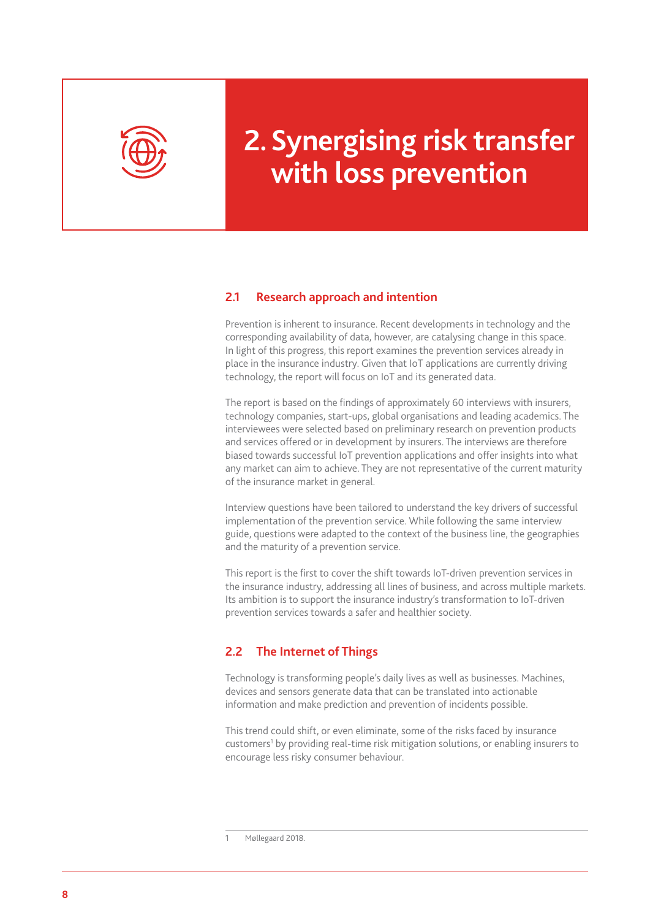# 2. Synergising risk transfer with loss prevention

## 2.1 Research approach and intention

Prevention is inherent to insurance. Recent developments in technology and the corresponding availability of data, however, are catalysing change in this space. In light of this progress, this report examines the prevention services already in place in the insurance industry. Given that IoT applications are currently driving technology, the report will focus on IoT and its generated data.

The report is based on the findings of approximately 60 interviews with insurers, technology companies, start-ups, global organisations and leading academics. The interviewees were selected based on preliminary research on prevention products and services offered or in development by insurers. The interviews are therefore biased towards successful IoT prevention applications and offer insights into what any market can aim to achieve. They are not representative of the current maturity of the insurance market in general.

Interview questions have been tailored to understand the key drivers of successful implementation of the prevention service. While following the same interview guide, questions were adapted to the context of the business line, the geographies and the maturity of a prevention service.

This report is the first to cover the shift towards IoT-driven prevention services in the insurance industry, addressing all lines of business, and across multiple markets. Its ambition is to support the insurance industry's transformation to IoT-driven prevention services towards a safer and healthier society.

## 2.2 The Internet of Things

Technology is transforming people's daily lives as well as businesses. Machines, devices and sensors generate data that can be translated into actionable information and make prediction and prevention of incidents possible.

This trend could shift, or even eliminate, some of the risks faced by insurance customers[1] by providing real-time risk mitigation solutions, or enabling insurers to encourage less risky consumer behaviour.

1 Møllegaard 2018.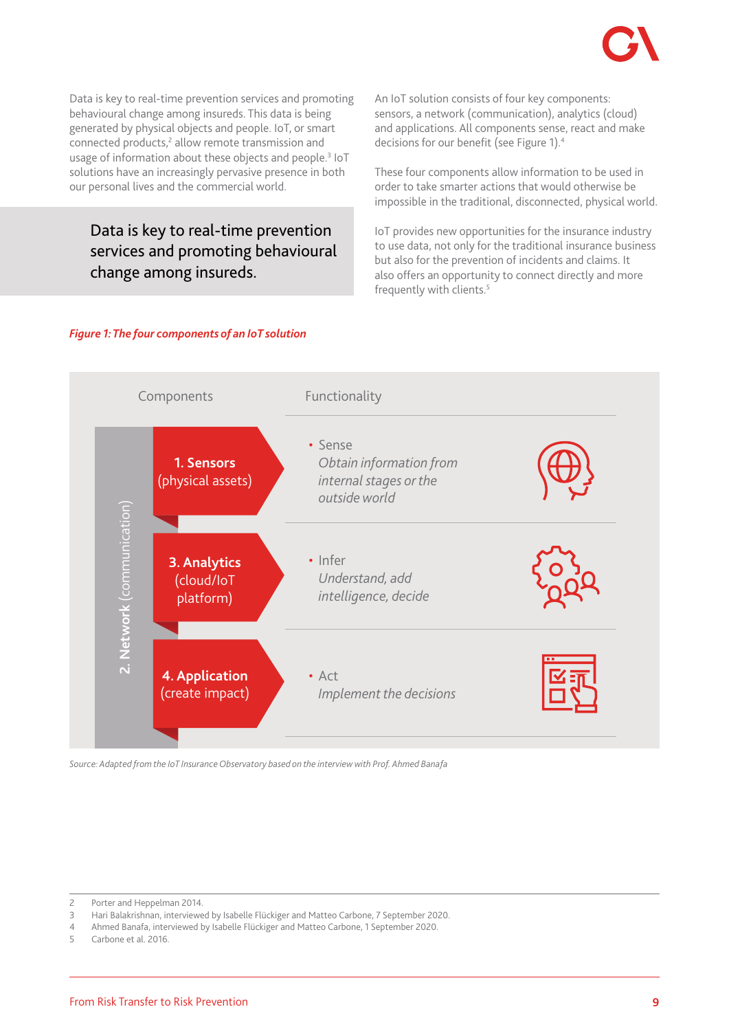Data is key to real-time prevention services and promoting behavioural change among insureds. This data is being generated by physical objects and people. IoT, or smart connected products,[2] allow remote transmission and usage of information about these objects and people.[3] IoT solutions have an increasingly pervasive presence in both our personal lives and the commercial world.

> Data is key to real-time prevention services and promoting behavioural change among insureds.

An IoT solution consists of four key components: sensors, a network (communication), analytics (cloud) and applications. All components sense, react and make decisions for our benefit (see Figure 1).[4]

These four components allow information to be used in order to take smarter actions that would otherwise be impossible in the traditional, disconnected, physical world.

IoT provides new opportunities for the insurance industry to use data, not only for the traditional insurance business but also for the prevention of incidents and claims. It also offers an opportunity to connect directly and more frequently with clients.[5]

***Figure 1: The four components of an IoT solution***

| Components | | Functionality |
|---|---|---|
| **2. Network** (communication) | **1. Sensors** (physical assets) | • Sense *Obtain information from internal stages or the outside world* |
| | **3. Analytics** (cloud/IoT platform) | • Infer *Understand, add intelligence, decide* |
| | **4. Application** (create impact) | • Act *Implement the decisions* |

*Source: Adapted from the IoT Insurance Observatory based on the interview with Prof. Ahmed Banafa*

2 Porter and Heppelman 2014.
3 Hari Balakrishnan, interviewed by Isabelle Flückiger and Matteo Carbone, 7 September 2020.
4 Ahmed Banafa, interviewed by Isabelle Flückiger and Matteo Carbone, 1 September 2020.
5 Carbone et al. 2016.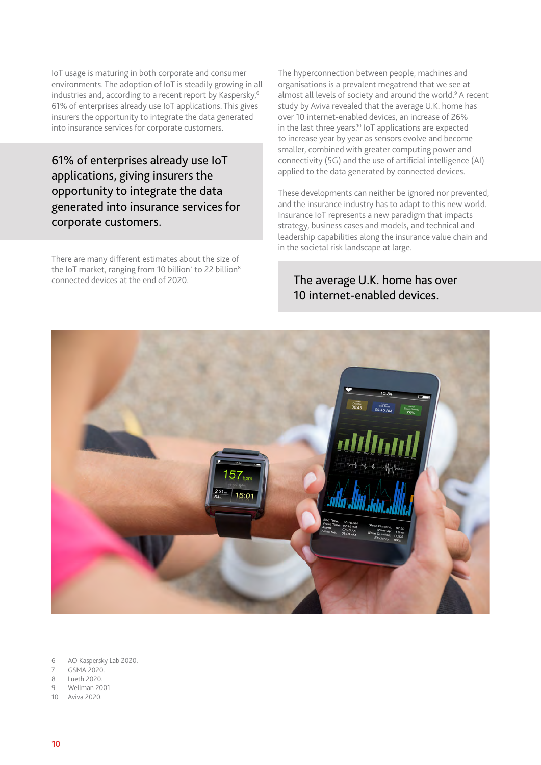IoT usage is maturing in both corporate and consumer environments. The adoption of IoT is steadily growing in all industries and, according to a recent report by Kaspersky,[6] 61% of enterprises already use IoT applications. This gives insurers the opportunity to integrate the data generated into insurance services for corporate customers.

> 61% of enterprises already use IoT applications, giving insurers the opportunity to integrate the data generated into insurance services for corporate customers.

There are many different estimates about the size of the IoT market, ranging from 10 billion[7] to 22 billion[8] connected devices at the end of 2020.

The hyperconnection between people, machines and organisations is a prevalent megatrend that we see at almost all levels of society and around the world.[9] A recent study by Aviva revealed that the average U.K. home has over 10 internet-enabled devices, an increase of 26% in the last three years.[10] IoT applications are expected to increase year by year as sensors evolve and become smaller, combined with greater computing power and connectivity (5G) and the use of artificial intelligence (AI) applied to the data generated by connected devices.

These developments can neither be ignored nor prevented, and the insurance industry has to adapt to this new world. Insurance IoT represents a new paradigm that impacts strategy, business cases and models, and technical and leadership capabilities along the insurance value chain and in the societal risk landscape at large.

> The average U.K. home has over 10 internet-enabled devices.

6 AO Kaspersky Lab 2020.
7 GSMA 2020.
8 Lueth 2020.
9 Wellman 2001.
10 Aviva 2020.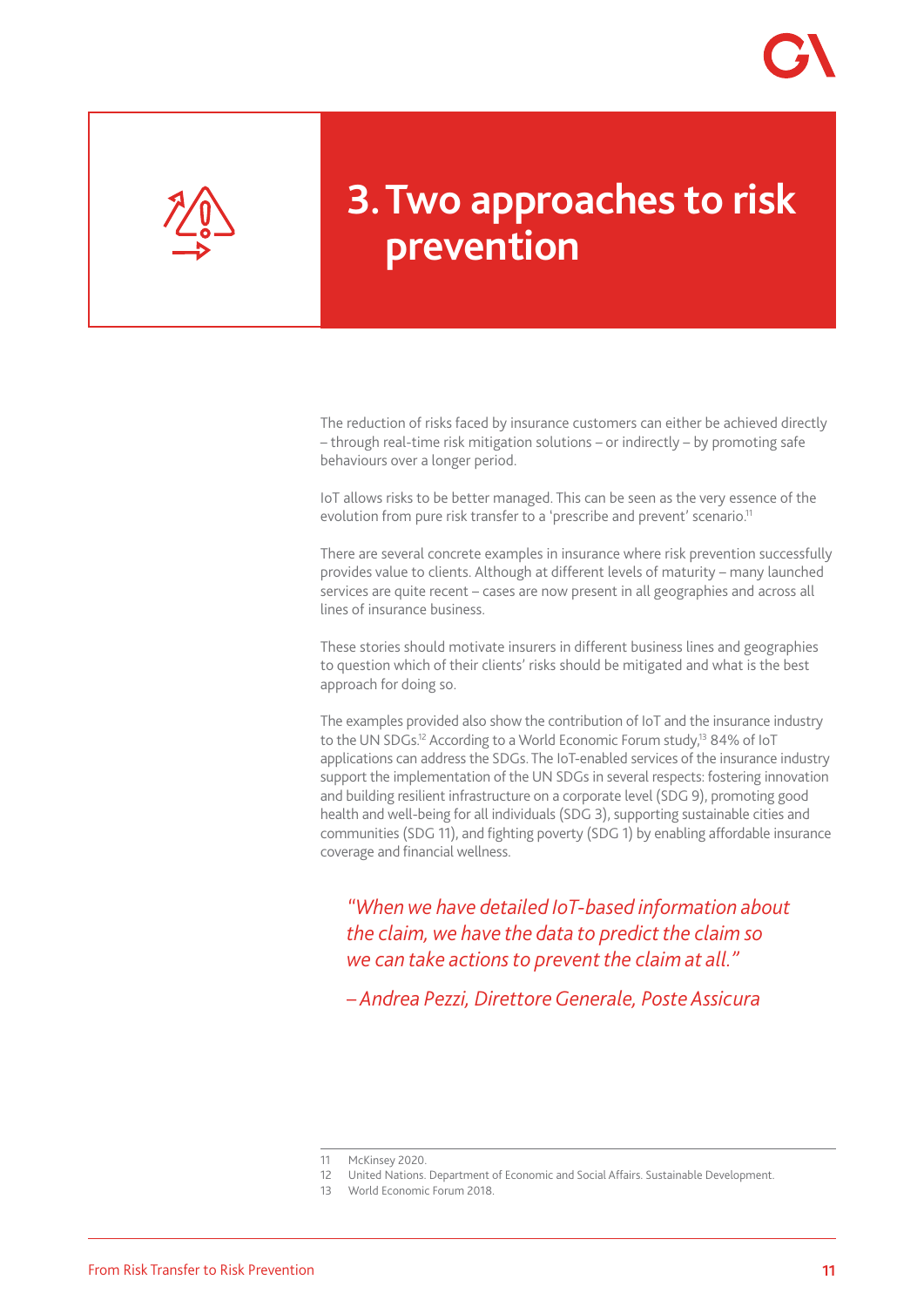# 3. Two approaches to risk prevention

The reduction of risks faced by insurance customers can either be achieved directly – through real-time risk mitigation solutions – or indirectly – by promoting safe behaviours over a longer period.

IoT allows risks to be better managed. This can be seen as the very essence of the evolution from pure risk transfer to a 'prescribe and prevent' scenario.[11]

There are several concrete examples in insurance where risk prevention successfully provides value to clients. Although at different levels of maturity – many launched services are quite recent – cases are now present in all geographies and across all lines of insurance business.

These stories should motivate insurers in different business lines and geographies to question which of their clients' risks should be mitigated and what is the best approach for doing so.

The examples provided also show the contribution of IoT and the insurance industry to the UN SDGs.[12] According to a World Economic Forum study,[13] 84% of IoT applications can address the SDGs. The IoT-enabled services of the insurance industry support the implementation of the UN SDGs in several respects: fostering innovation and building resilient infrastructure on a corporate level (SDG 9), promoting good health and well-being for all individuals (SDG 3), supporting sustainable cities and communities (SDG 11), and fighting poverty (SDG 1) by enabling affordable insurance coverage and financial wellness.

> *"When we have detailed IoT-based information about the claim, we have the data to predict the claim so we can take actions to prevent the claim at all."*
>
> *– Andrea Pezzi, Direttore Generale, Poste Assicura*

---

11 McKinsey 2020.
12 United Nations. Department of Economic and Social Affairs. Sustainable Development.
13 World Economic Forum 2018.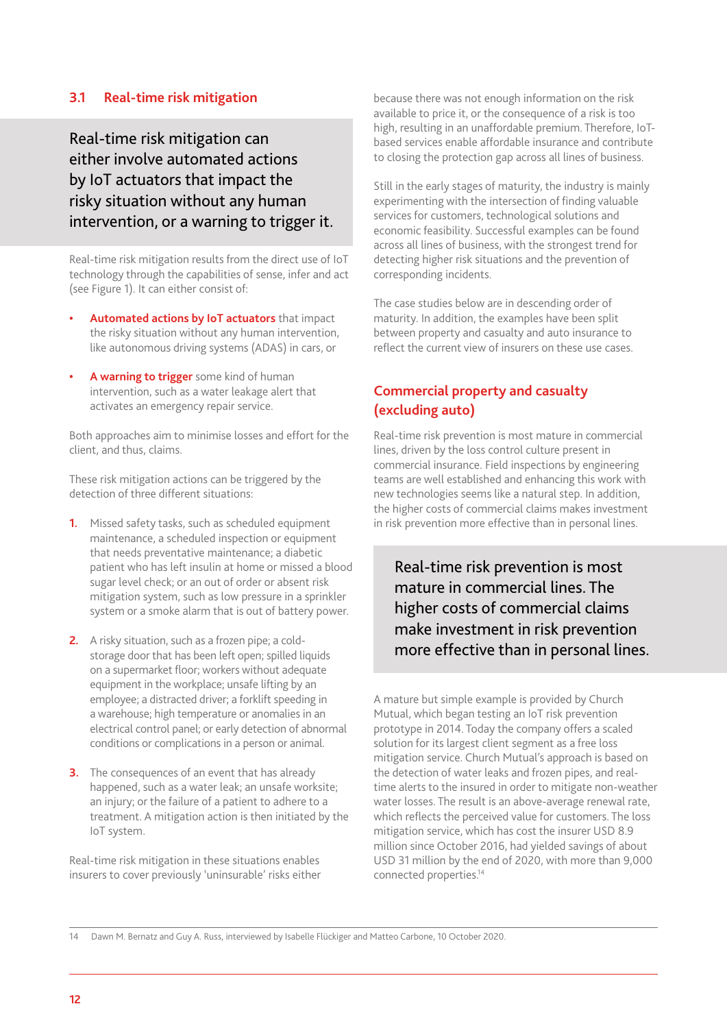## 3.1 Real-time risk mitigation

> Real-time risk mitigation can either involve automated actions by IoT actuators that impact the risky situation without any human intervention, or a warning to trigger it.

Real-time risk mitigation results from the direct use of IoT technology through the capabilities of sense, infer and act (see Figure 1). It can either consist of:

- **Automated actions by IoT actuators** that impact the risky situation without any human intervention, like autonomous driving systems (ADAS) in cars, or
- **A warning to trigger** some kind of human intervention, such as a water leakage alert that activates an emergency repair service.

Both approaches aim to minimise losses and effort for the client, and thus, claims.

These risk mitigation actions can be triggered by the detection of three different situations:

1. Missed safety tasks, such as scheduled equipment maintenance, a scheduled inspection or equipment that needs preventative maintenance; a diabetic patient who has left insulin at home or missed a blood sugar level check; or an out of order or absent risk mitigation system, such as low pressure in a sprinkler system or a smoke alarm that is out of battery power.
2. A risky situation, such as a frozen pipe; a cold-storage door that has been left open; spilled liquids on a supermarket floor; workers without adequate equipment in the workplace; unsafe lifting by an employee; a distracted driver; a forklift speeding in a warehouse; high temperature or anomalies in an electrical control panel; or early detection of abnormal conditions or complications in a person or animal.
3. The consequences of an event that has already happened, such as a water leak; an unsafe worksite; an injury; or the failure of a patient to adhere to a treatment. A mitigation action is then initiated by the IoT system.

Real-time risk mitigation in these situations enables insurers to cover previously 'uninsurable' risks either because there was not enough information on the risk available to price it, or the consequence of a risk is too high, resulting in an unaffordable premium. Therefore, IoT-based services enable affordable insurance and contribute to closing the protection gap across all lines of business.

Still in the early stages of maturity, the industry is mainly experimenting with the intersection of finding valuable services for customers, technological solutions and economic feasibility. Successful examples can be found across all lines of business, with the strongest trend for detecting higher risk situations and the prevention of corresponding incidents.

The case studies below are in descending order of maturity. In addition, the examples have been split between property and casualty and auto insurance to reflect the current view of insurers on these use cases.

### Commercial property and casualty (excluding auto)

Real-time risk prevention is most mature in commercial lines, driven by the loss control culture present in commercial insurance. Field inspections by engineering teams are well established and enhancing this work with new technologies seems like a natural step. In addition, the higher costs of commercial claims makes investment in risk prevention more effective than in personal lines.

> Real-time risk prevention is most mature in commercial lines. The higher costs of commercial claims make investment in risk prevention more effective than in personal lines.

A mature but simple example is provided by Church Mutual, which began testing an IoT risk prevention prototype in 2014. Today the company offers a scaled solution for its largest client segment as a free loss mitigation service. Church Mutual's approach is based on the detection of water leaks and frozen pipes, and real-time alerts to the insured in order to mitigate non-weather water losses. The result is an above-average renewal rate, which reflects the perceived value for customers. The loss mitigation service, which has cost the insurer USD 8.9 million since October 2016, had yielded savings of about USD 31 million by the end of 2020, with more than 9,000 connected properties.[14]

14 Dawn M. Bernatz and Guy A. Russ, interviewed by Isabelle Flückiger and Matteo Carbone, 10 October 2020.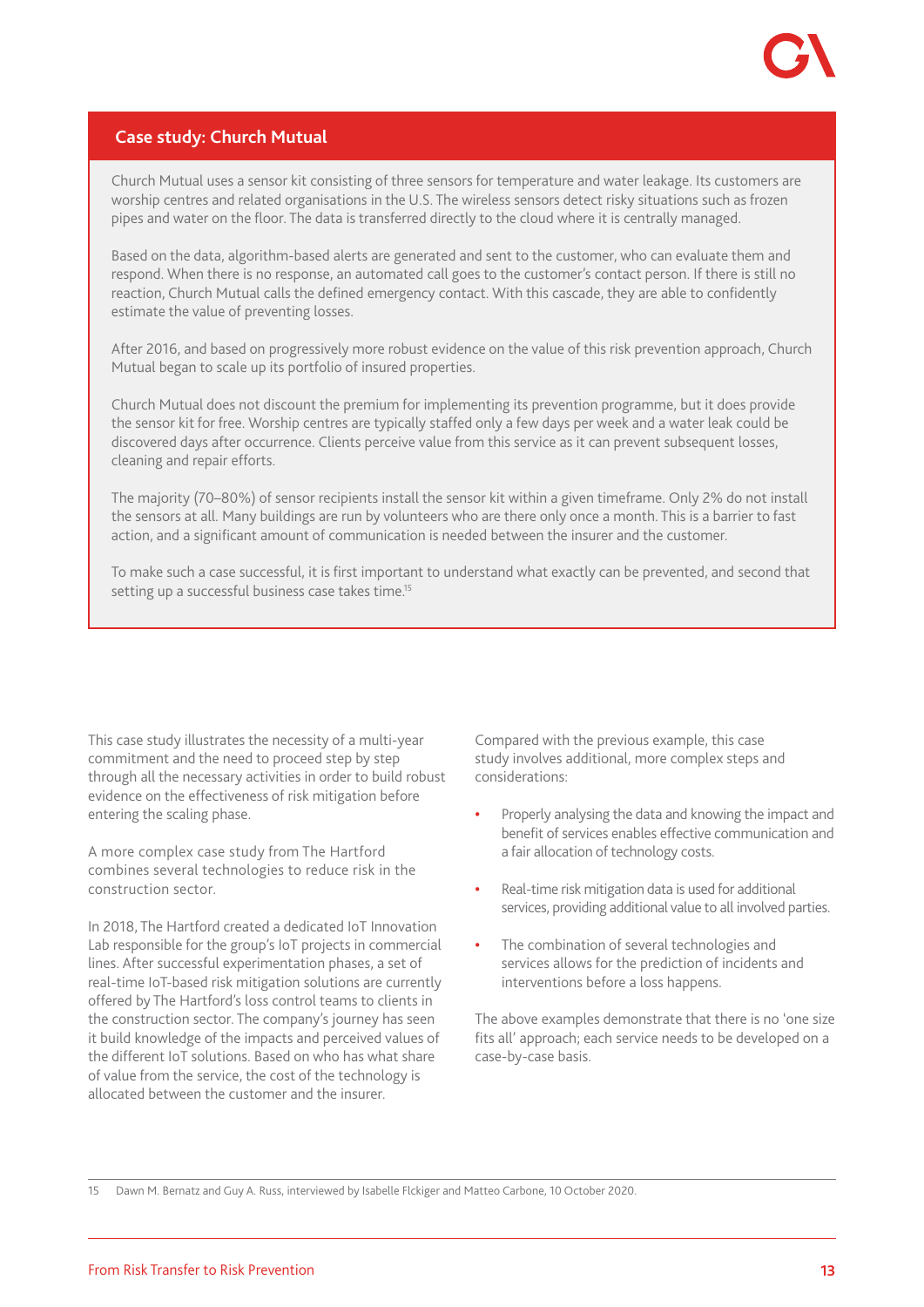## Case study: Church Mutual

Church Mutual uses a sensor kit consisting of three sensors for temperature and water leakage. Its customers are worship centres and related organisations in the U.S. The wireless sensors detect risky situations such as frozen pipes and water on the floor. The data is transferred directly to the cloud where it is centrally managed.

Based on the data, algorithm-based alerts are generated and sent to the customer, who can evaluate them and respond. When there is no response, an automated call goes to the customer's contact person. If there is still no reaction, Church Mutual calls the defined emergency contact. With this cascade, they are able to confidently estimate the value of preventing losses.

After 2016, and based on progressively more robust evidence on the value of this risk prevention approach, Church Mutual began to scale up its portfolio of insured properties.

Church Mutual does not discount the premium for implementing its prevention programme, but it does provide the sensor kit for free. Worship centres are typically staffed only a few days per week and a water leak could be discovered days after occurrence. Clients perceive value from this service as it can prevent subsequent losses, cleaning and repair efforts.

The majority (70–80%) of sensor recipients install the sensor kit within a given timeframe. Only 2% do not install the sensors at all. Many buildings are run by volunteers who are there only once a month. This is a barrier to fast action, and a significant amount of communication is needed between the insurer and the customer.

To make such a case successful, it is first important to understand what exactly can be prevented, and second that setting up a successful business case takes time.[15]

This case study illustrates the necessity of a multi-year commitment and the need to proceed step by step through all the necessary activities in order to build robust evidence on the effectiveness of risk mitigation before entering the scaling phase.

A more complex case study from The Hartford combines several technologies to reduce risk in the construction sector.

In 2018, The Hartford created a dedicated IoT Innovation Lab responsible for the group's IoT projects in commercial lines. After successful experimentation phases, a set of real-time IoT-based risk mitigation solutions are currently offered by The Hartford's loss control teams to clients in the construction sector. The company's journey has seen it build knowledge of the impacts and perceived values of the different IoT solutions. Based on who has what share of value from the service, the cost of the technology is allocated between the customer and the insurer.

Compared with the previous example, this case study involves additional, more complex steps and considerations:

- Properly analysing the data and knowing the impact and benefit of services enables effective communication and a fair allocation of technology costs.
- Real-time risk mitigation data is used for additional services, providing additional value to all involved parties.
- The combination of several technologies and services allows for the prediction of incidents and interventions before a loss happens.

The above examples demonstrate that there is no 'one size fits all' approach; each service needs to be developed on a case-by-case basis.

15 Dawn M. Bernatz and Guy A. Russ, interviewed by Isabelle Flckiger and Matteo Carbone, 10 October 2020.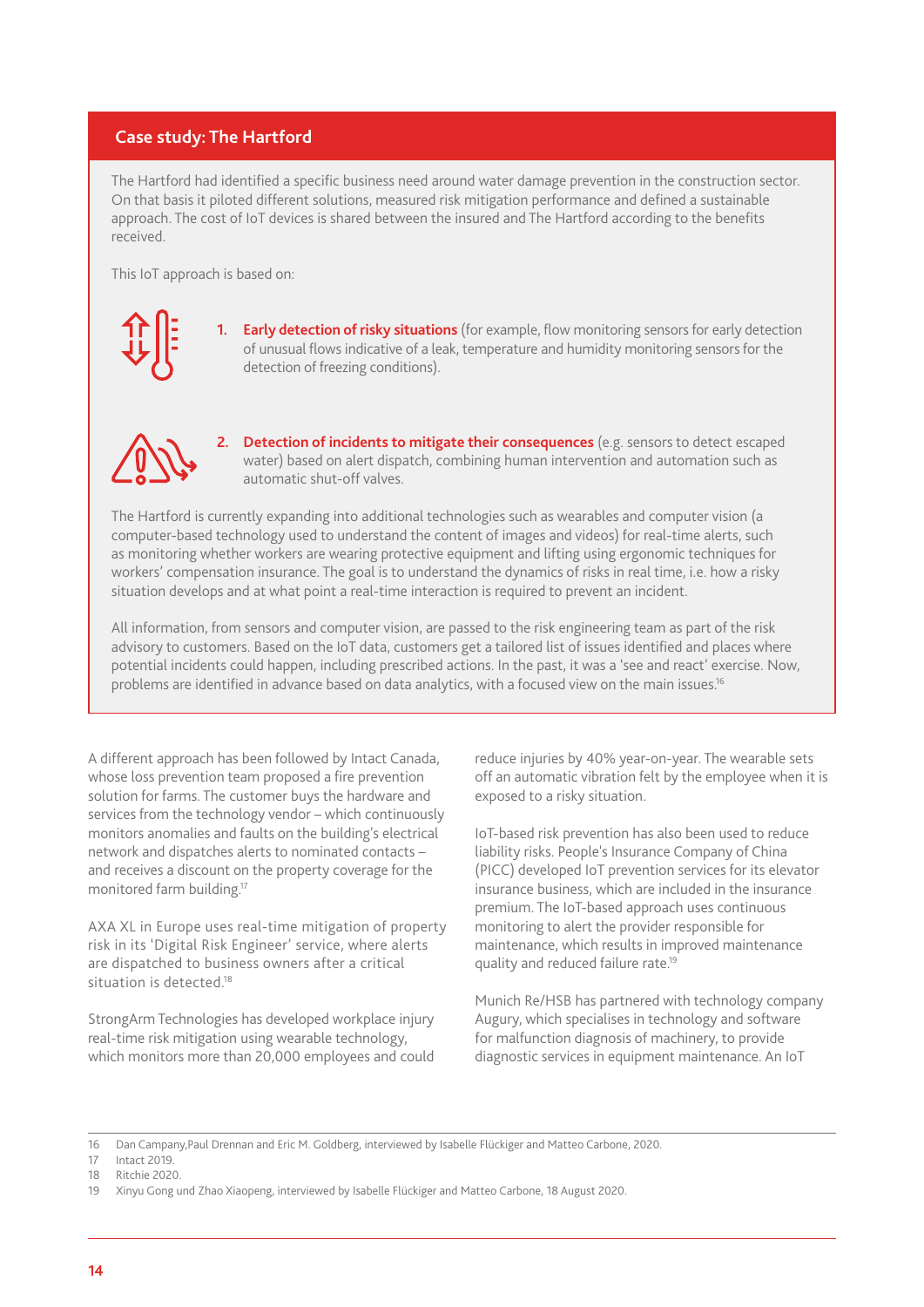## Case study: The Hartford

The Hartford had identified a specific business need around water damage prevention in the construction sector. On that basis it piloted different solutions, measured risk mitigation performance and defined a sustainable approach. The cost of IoT devices is shared between the insured and The Hartford according to the benefits received.

This IoT approach is based on:

1. **Early detection of risky situations** (for example, flow monitoring sensors for early detection of unusual flows indicative of a leak, temperature and humidity monitoring sensors for the detection of freezing conditions).

2. **Detection of incidents to mitigate their consequences** (e.g. sensors to detect escaped water) based on alert dispatch, combining human intervention and automation such as automatic shut-off valves.

The Hartford is currently expanding into additional technologies such as wearables and computer vision (a computer-based technology used to understand the content of images and videos) for real-time alerts, such as monitoring whether workers are wearing protective equipment and lifting using ergonomic techniques for workers' compensation insurance. The goal is to understand the dynamics of risks in real time, i.e. how a risky situation develops and at what point a real-time interaction is required to prevent an incident.

All information, from sensors and computer vision, are passed to the risk engineering team as part of the risk advisory to customers. Based on the IoT data, customers get a tailored list of issues identified and places where potential incidents could happen, including prescribed actions. In the past, it was a 'see and react' exercise. Now, problems are identified in advance based on data analytics, with a focused view on the main issues.[16]

A different approach has been followed by Intact Canada, whose loss prevention team proposed a fire prevention solution for farms. The customer buys the hardware and services from the technology vendor – which continuously monitors anomalies and faults on the building's electrical network and dispatches alerts to nominated contacts – and receives a discount on the property coverage for the monitored farm building.[17]

AXA XL in Europe uses real-time mitigation of property risk in its 'Digital Risk Engineer' service, where alerts are dispatched to business owners after a critical situation is detected.[18]

StrongArm Technologies has developed workplace injury real-time risk mitigation using wearable technology, which monitors more than 20,000 employees and could reduce injuries by 40% year-on-year. The wearable sets off an automatic vibration felt by the employee when it is exposed to a risky situation.

IoT-based risk prevention has also been used to reduce liability risks. People's Insurance Company of China (PICC) developed IoT prevention services for its elevator insurance business, which are included in the insurance premium. The IoT-based approach uses continuous monitoring to alert the provider responsible for maintenance, which results in improved maintenance quality and reduced failure rate.[19]

Munich Re/HSB has partnered with technology company Augury, which specialises in technology and software for malfunction diagnosis of machinery, to provide diagnostic services in equipment maintenance. An IoT

---

16 Dan Campany,Paul Drennan and Eric M. Goldberg, interviewed by Isabelle Flückiger and Matteo Carbone, 2020.
17 Intact 2019.
18 Ritchie 2020.
19 Xinyu Gong und Zhao Xiaopeng, interviewed by Isabelle Flückiger and Matteo Carbone, 18 August 2020.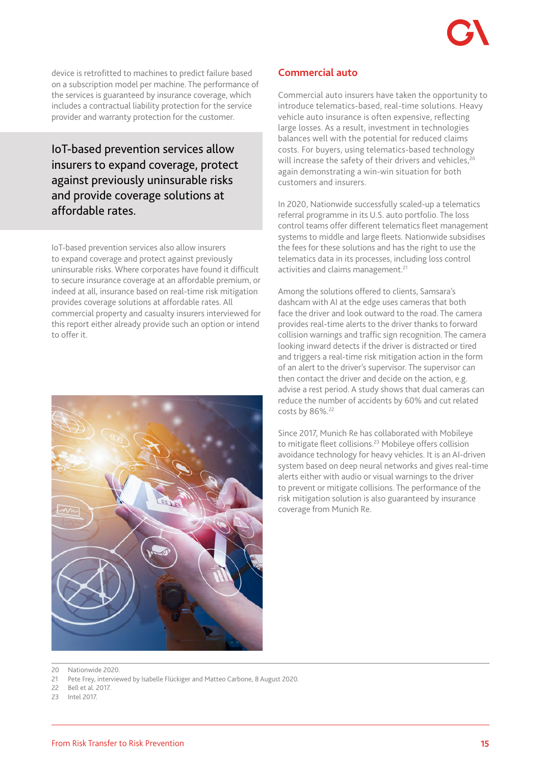device is retrofitted to machines to predict failure based on a subscription model per machine. The performance of the services is guaranteed by insurance coverage, which includes a contractual liability protection for the service provider and warranty protection for the customer.

> IoT-based prevention services allow insurers to expand coverage, protect against previously uninsurable risks and provide coverage solutions at affordable rates.

IoT-based prevention services also allow insurers to expand coverage and protect against previously uninsurable risks. Where corporates have found it difficult to secure insurance coverage at an affordable premium, or indeed at all, insurance based on real-time risk mitigation provides coverage solutions at affordable rates. All commercial property and casualty insurers interviewed for this report either already provide such an option or intend to offer it.

## Commercial auto

Commercial auto insurers have taken the opportunity to introduce telematics-based, real-time solutions. Heavy vehicle auto insurance is often expensive, reflecting large losses. As a result, investment in technologies balances well with the potential for reduced claims costs. For buyers, using telematics-based technology will increase the safety of their drivers and vehicles,[20] again demonstrating a win-win situation for both customers and insurers.

In 2020, Nationwide successfully scaled-up a telematics referral programme in its U.S. auto portfolio. The loss control teams offer different telematics fleet management systems to middle and large fleets. Nationwide subsidises the fees for these solutions and has the right to use the telematics data in its processes, including loss control activities and claims management.[21]

Among the solutions offered to clients, Samsara's dashcam with AI at the edge uses cameras that both face the driver and look outward to the road. The camera provides real-time alerts to the driver thanks to forward collision warnings and traffic sign recognition. The camera looking inward detects if the driver is distracted or tired and triggers a real-time risk mitigation action in the form of an alert to the driver's supervisor. The supervisor can then contact the driver and decide on the action, e.g. advise a rest period. A study shows that dual cameras can reduce the number of accidents by 60% and cut related costs by 86%.[22]

Since 2017, Munich Re has collaborated with Mobileye to mitigate fleet collisions.[23] Mobileye offers collision avoidance technology for heavy vehicles. It is an AI-driven system based on deep neural networks and gives real-time alerts either with audio or visual warnings to the driver to prevent or mitigate collisions. The performance of the risk mitigation solution is also guaranteed by insurance coverage from Munich Re.

---

20 Nationwide 2020.
21 Pete Frey, interviewed by Isabelle Flückiger and Matteo Carbone, 8 August 2020.
22 Bell et al. 2017.
23 Intel 2017.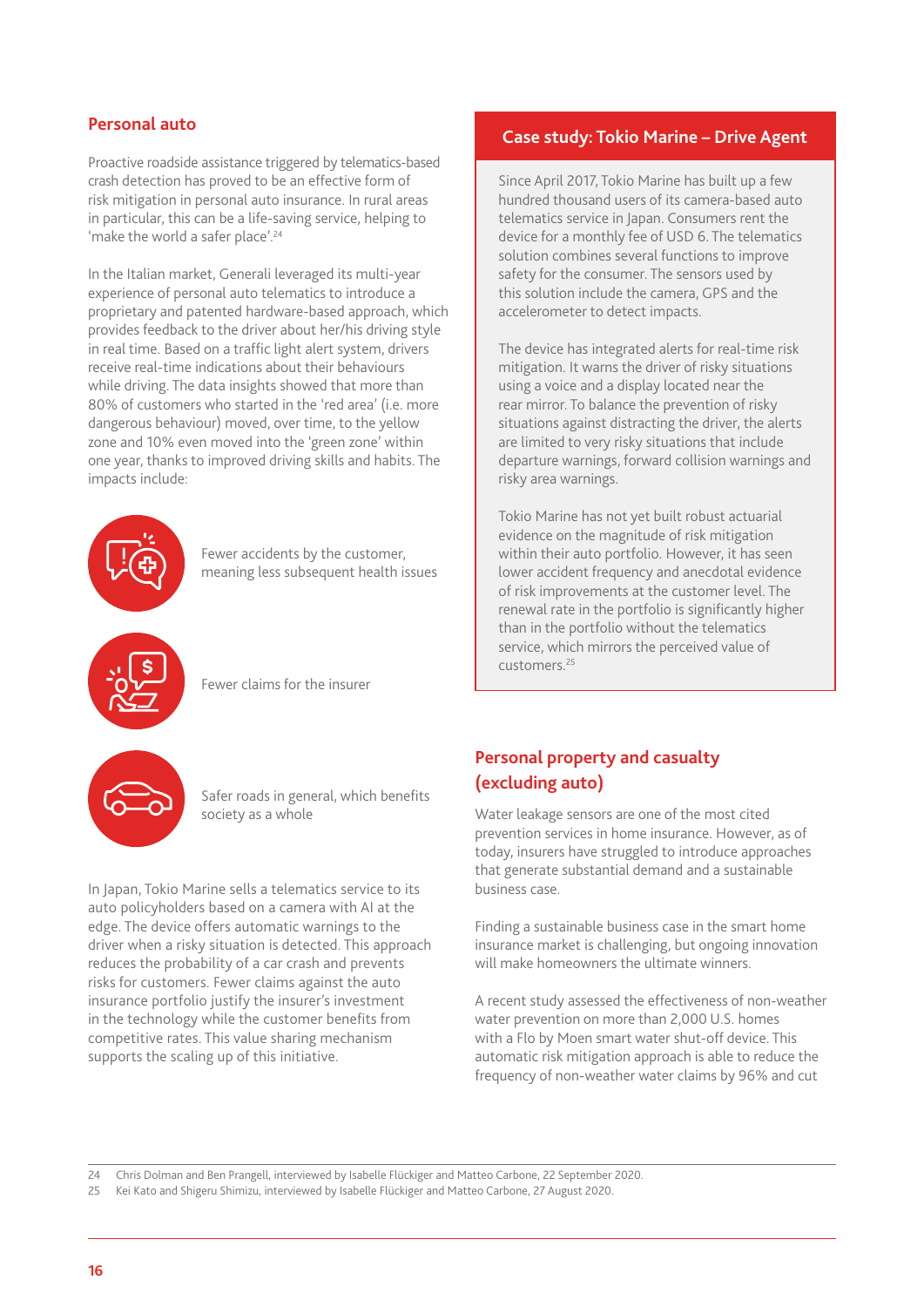## Personal auto

Proactive roadside assistance triggered by telematics-based crash detection has proved to be an effective form of risk mitigation in personal auto insurance. In rural areas in particular, this can be a life-saving service, helping to 'make the world a safer place'.[24]

In the Italian market, Generali leveraged its multi-year experience of personal auto telematics to introduce a proprietary and patented hardware-based approach, which provides feedback to the driver about her/his driving style in real time. Based on a traffic light alert system, drivers receive real-time indications about their behaviours while driving. The data insights showed that more than 80% of customers who started in the 'red area' (i.e. more dangerous behaviour) moved, over time, to the yellow zone and 10% even moved into the 'green zone' within one year, thanks to improved driving skills and habits. The impacts include:

- Fewer accidents by the customer, meaning less subsequent health issues
- Fewer claims for the insurer
- Safer roads in general, which benefits society as a whole

In Japan, Tokio Marine sells a telematics service to its auto policyholders based on a camera with AI at the edge. The device offers automatic warnings to the driver when a risky situation is detected. This approach reduces the probability of a car crash and prevents risks for customers. Fewer claims against the auto insurance portfolio justify the insurer's investment in the technology while the customer benefits from competitive rates. This value sharing mechanism supports the scaling up of this initiative.

### Case study: Tokio Marine – Drive Agent

Since April 2017, Tokio Marine has built up a few hundred thousand users of its camera-based auto telematics service in Japan. Consumers rent the device for a monthly fee of USD 6. The telematics solution combines several functions to improve safety for the consumer. The sensors used by this solution include the camera, GPS and the accelerometer to detect impacts.

The device has integrated alerts for real-time risk mitigation. It warns the driver of risky situations using a voice and a display located near the rear mirror. To balance the prevention of risky situations against distracting the driver, the alerts are limited to very risky situations that include departure warnings, forward collision warnings and risky area warnings.

Tokio Marine has not yet built robust actuarial evidence on the magnitude of risk mitigation within their auto portfolio. However, it has seen lower accident frequency and anecdotal evidence of risk improvements at the customer level. The renewal rate in the portfolio is significantly higher than in the portfolio without the telematics service, which mirrors the perceived value of customers.[25]

## Personal property and casualty (excluding auto)

Water leakage sensors are one of the most cited prevention services in home insurance. However, as of today, insurers have struggled to introduce approaches that generate substantial demand and a sustainable business case.

Finding a sustainable business case in the smart home insurance market is challenging, but ongoing innovation will make homeowners the ultimate winners.

A recent study assessed the effectiveness of non-weather water prevention on more than 2,000 U.S. homes with a Flo by Moen smart water shut-off device. This automatic risk mitigation approach is able to reduce the frequency of non-weather water claims by 96% and cut

---

24 Chris Dolman and Ben Prangell, interviewed by Isabelle Flückiger and Matteo Carbone, 22 September 2020.

25 Kei Kato and Shigeru Shimizu, interviewed by Isabelle Flückiger and Matteo Carbone, 27 August 2020.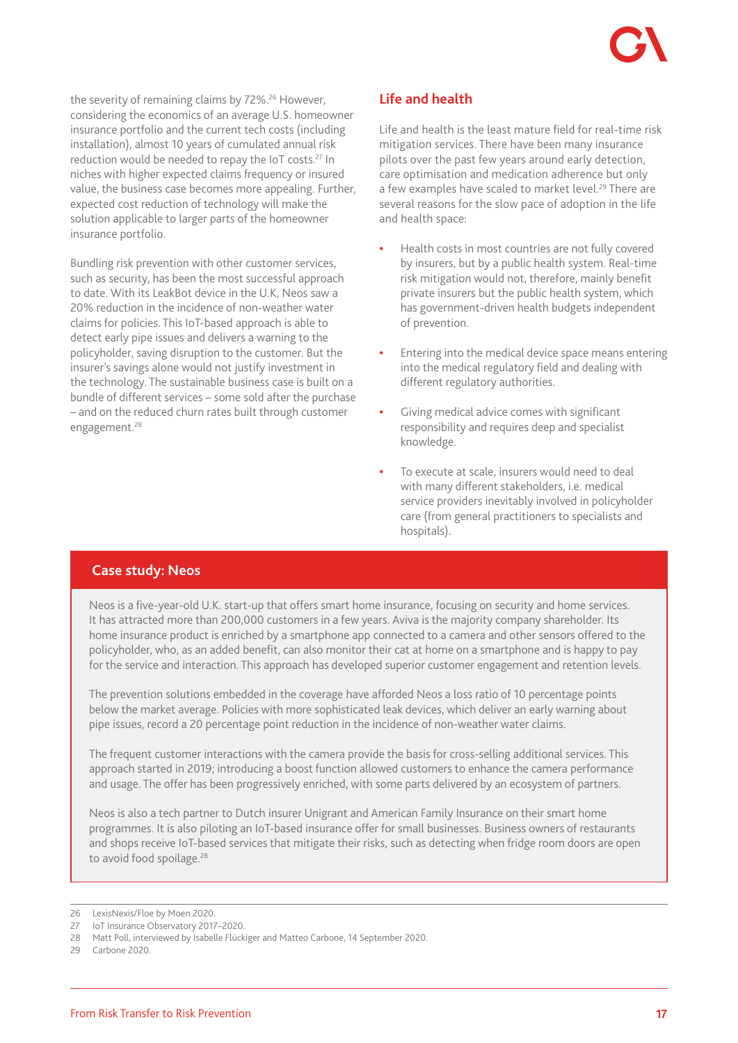the severity of remaining claims by 72%.[26] However, considering the economics of an average U.S. homeowner insurance portfolio and the current tech costs (including installation), almost 10 years of cumulated annual risk reduction would be needed to repay the IoT costs.[27] In niches with higher expected claims frequency or insured value, the business case becomes more appealing. Further, expected cost reduction of technology will make the solution applicable to larger parts of the homeowner insurance portfolio.

Bundling risk prevention with other customer services, such as security, has been the most successful approach to date. With its LeakBot device in the U.K, Neos saw a 20% reduction in the incidence of non-weather water claims for policies. This IoT-based approach is able to detect early pipe issues and delivers a warning to the policyholder, saving disruption to the customer. But the insurer's savings alone would not justify investment in the technology. The sustainable business case is built on a bundle of different services – some sold after the purchase – and on the reduced churn rates built through customer engagement.[28]

## Life and health

Life and health is the least mature field for real-time risk mitigation services. There have been many insurance pilots over the past few years around early detection, care optimisation and medication adherence but only a few examples have scaled to market level.[29] There are several reasons for the slow pace of adoption in the life and health space:

- Health costs in most countries are not fully covered by insurers, but by a public health system. Real-time risk mitigation would not, therefore, mainly benefit private insurers but the public health system, which has government-driven health budgets independent of prevention.
- Entering into the medical device space means entering into the medical regulatory field and dealing with different regulatory authorities.
- Giving medical advice comes with significant responsibility and requires deep and specialist knowledge.
- To execute at scale, insurers would need to deal with many different stakeholders, i.e. medical service providers inevitably involved in policyholder care (from general practitioners to specialists and hospitals).

### Case study: Neos

Neos is a five-year-old U.K. start-up that offers smart home insurance, focusing on security and home services. It has attracted more than 200,000 customers in a few years. Aviva is the majority company shareholder. Its home insurance product is enriched by a smartphone app connected to a camera and other sensors offered to the policyholder, who, as an added benefit, can also monitor their cat at home on a smartphone and is happy to pay for the service and interaction. This approach has developed superior customer engagement and retention levels.

The prevention solutions embedded in the coverage have afforded Neos a loss ratio of 10 percentage points below the market average. Policies with more sophisticated leak devices, which deliver an early warning about pipe issues, record a 20 percentage point reduction in the incidence of non-weather water claims.

The frequent customer interactions with the camera provide the basis for cross-selling additional services. This approach started in 2019; introducing a boost function allowed customers to enhance the camera performance and usage. The offer has been progressively enriched, with some parts delivered by an ecosystem of partners.

Neos is also a tech partner to Dutch insurer Unigrant and American Family Insurance on their smart home programmes. It is also piloting an IoT-based insurance offer for small businesses. Business owners of restaurants and shops receive IoT-based services that mitigate their risks, such as detecting when fridge room doors are open to avoid food spoilage.[28]

---

26 LexisNexis/Floe by Moen 2020.
27 IoT Insurance Observatory 2017–2020.
28 Matt Poll, interviewed by Isabelle Flückiger and Matteo Carbone, 14 September 2020.
29 Carbone 2020.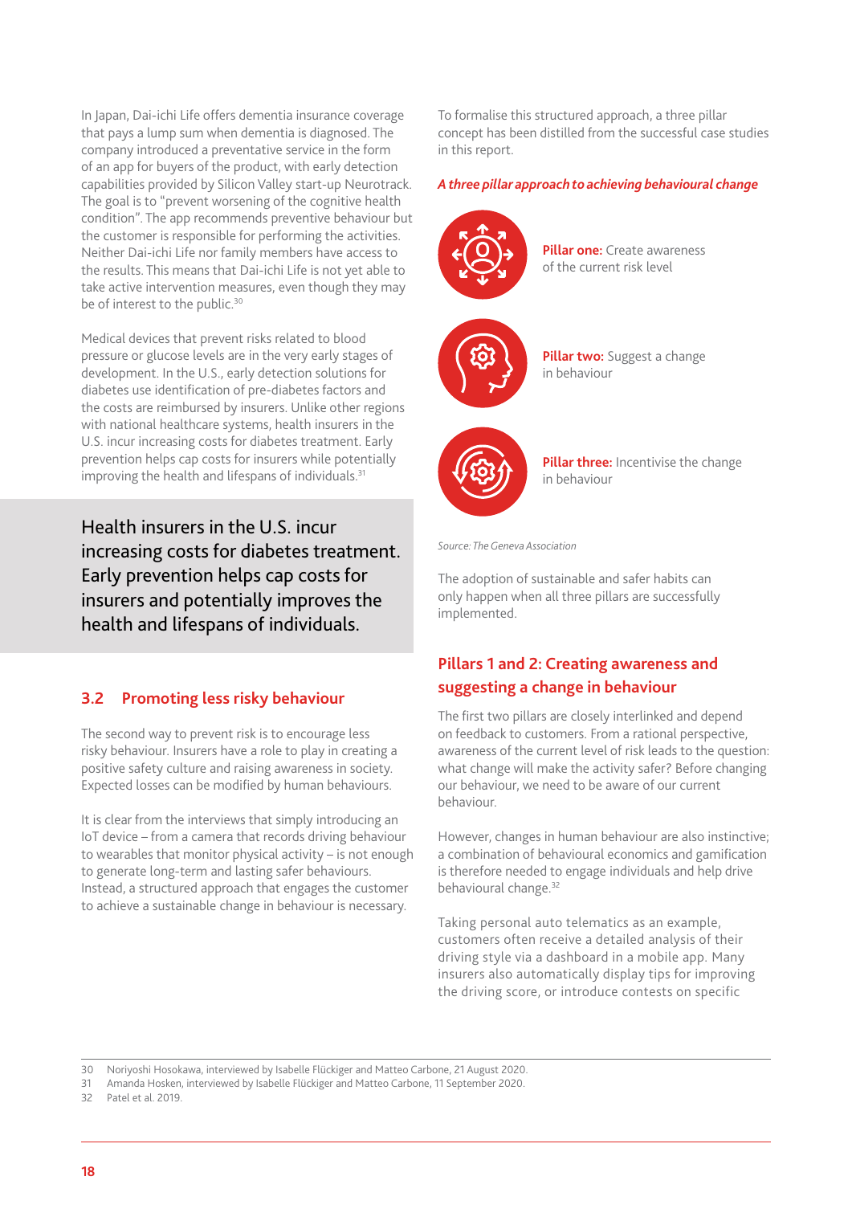In Japan, Dai-ichi Life offers dementia insurance coverage that pays a lump sum when dementia is diagnosed. The company introduced a preventative service in the form of an app for buyers of the product, with early detection capabilities provided by Silicon Valley start-up Neurotrack. The goal is to "prevent worsening of the cognitive health condition". The app recommends preventive behaviour but the customer is responsible for performing the activities. Neither Dai-ichi Life nor family members have access to the results. This means that Dai-ichi Life is not yet able to take active intervention measures, even though they may be of interest to the public.[30]

Medical devices that prevent risks related to blood pressure or glucose levels are in the very early stages of development. In the U.S., early detection solutions for diabetes use identification of pre-diabetes factors and the costs are reimbursed by insurers. Unlike other regions with national healthcare systems, health insurers in the U.S. incur increasing costs for diabetes treatment. Early prevention helps cap costs for insurers while potentially improving the health and lifespans of individuals.[31]

> Health insurers in the U.S. incur increasing costs for diabetes treatment. Early prevention helps cap costs for insurers and potentially improves the health and lifespans of individuals.

## 3.2 Promoting less risky behaviour

The second way to prevent risk is to encourage less risky behaviour. Insurers have a role to play in creating a positive safety culture and raising awareness in society. Expected losses can be modified by human behaviours.

It is clear from the interviews that simply introducing an IoT device – from a camera that records driving behaviour to wearables that monitor physical activity – is not enough to generate long-term and lasting safer behaviours. Instead, a structured approach that engages the customer to achieve a sustainable change in behaviour is necessary.

To formalise this structured approach, a three pillar concept has been distilled from the successful case studies in this report.

*A three pillar approach to achieving behavioural change*

**Pillar one:** Create awareness of the current risk level

**Pillar two:** Suggest a change in behaviour

**Pillar three:** Incentivise the change in behaviour

*Source: The Geneva Association*

The adoption of sustainable and safer habits can only happen when all three pillars are successfully implemented.

### Pillars 1 and 2: Creating awareness and suggesting a change in behaviour

The first two pillars are closely interlinked and depend on feedback to customers. From a rational perspective, awareness of the current level of risk leads to the question: what change will make the activity safer? Before changing our behaviour, we need to be aware of our current behaviour.

However, changes in human behaviour are also instinctive; a combination of behavioural economics and gamification is therefore needed to engage individuals and help drive behavioural change.[32]

Taking personal auto telematics as an example, customers often receive a detailed analysis of their driving style via a dashboard in a mobile app. Many insurers also automatically display tips for improving the driving score, or introduce contests on specific

30 Noriyoshi Hosokawa, interviewed by Isabelle Flückiger and Matteo Carbone, 21 August 2020.
31 Amanda Hosken, interviewed by Isabelle Flückiger and Matteo Carbone, 11 September 2020.
32 Patel et al. 2019.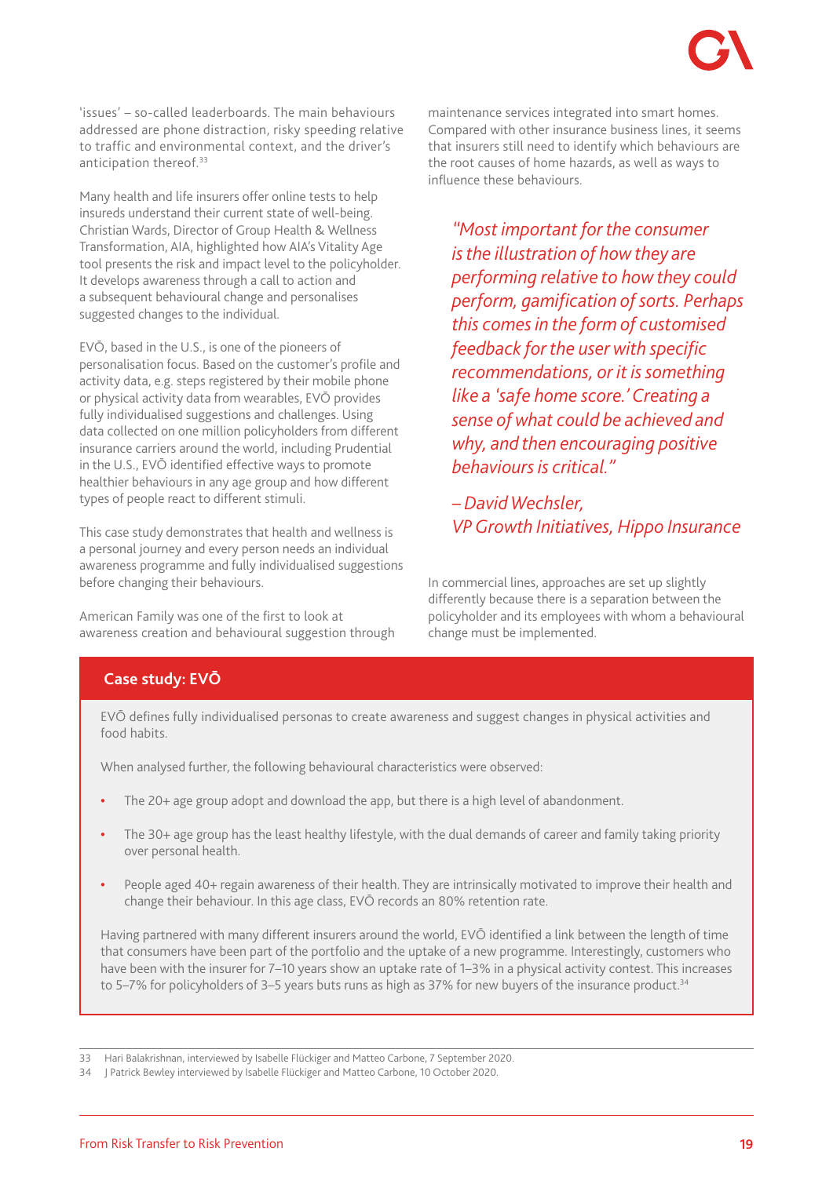'issues' – so-called leaderboards. The main behaviours addressed are phone distraction, risky speeding relative to traffic and environmental context, and the driver's anticipation thereof.[33]

Many health and life insurers offer online tests to help insureds understand their current state of well-being. Christian Wards, Director of Group Health & Wellness Transformation, AIA, highlighted how AIA's Vitality Age tool presents the risk and impact level to the policyholder. It develops awareness through a call to action and a subsequent behavioural change and personalises suggested changes to the individual.

EVŌ, based in the U.S., is one of the pioneers of personalisation focus. Based on the customer's profile and activity data, e.g. steps registered by their mobile phone or physical activity data from wearables, EVŌ provides fully individualised suggestions and challenges. Using data collected on one million policyholders from different insurance carriers around the world, including Prudential in the U.S., EVŌ identified effective ways to promote healthier behaviours in any age group and how different types of people react to different stimuli.

This case study demonstrates that health and wellness is a personal journey and every person needs an individual awareness programme and fully individualised suggestions before changing their behaviours.

American Family was one of the first to look at awareness creation and behavioural suggestion through maintenance services integrated into smart homes. Compared with other insurance business lines, it seems that insurers still need to identify which behaviours are the root causes of home hazards, as well as ways to influence these behaviours.

> *"Most important for the consumer is the illustration of how they are performing relative to how they could perform, gamification of sorts. Perhaps this comes in the form of customised feedback for the user with specific recommendations, or it is something like a 'safe home score.' Creating a sense of what could be achieved and why, and then encouraging positive behaviours is critical."*
>
> *– David Wechsler,*
> *VP Growth Initiatives, Hippo Insurance*

In commercial lines, approaches are set up slightly differently because there is a separation between the policyholder and its employees with whom a behavioural change must be implemented.

## Case study: EVŌ

EVŌ defines fully individualised personas to create awareness and suggest changes in physical activities and food habits.

When analysed further, the following behavioural characteristics were observed:

- The 20+ age group adopt and download the app, but there is a high level of abandonment.
- The 30+ age group has the least healthy lifestyle, with the dual demands of career and family taking priority over personal health.
- People aged 40+ regain awareness of their health. They are intrinsically motivated to improve their health and change their behaviour. In this age class, EVŌ records an 80% retention rate.

Having partnered with many different insurers around the world, EVŌ identified a link between the length of time that consumers have been part of the portfolio and the uptake of a new programme. Interestingly, customers who have been with the insurer for 7–10 years show an uptake rate of 1–3% in a physical activity contest. This increases to 5–7% for policyholders of 3–5 years buts runs as high as 37% for new buyers of the insurance product.[34]

---

33 Hari Balakrishnan, interviewed by Isabelle Flückiger and Matteo Carbone, 7 September 2020.

34 J Patrick Bewley interviewed by Isabelle Flückiger and Matteo Carbone, 10 October 2020.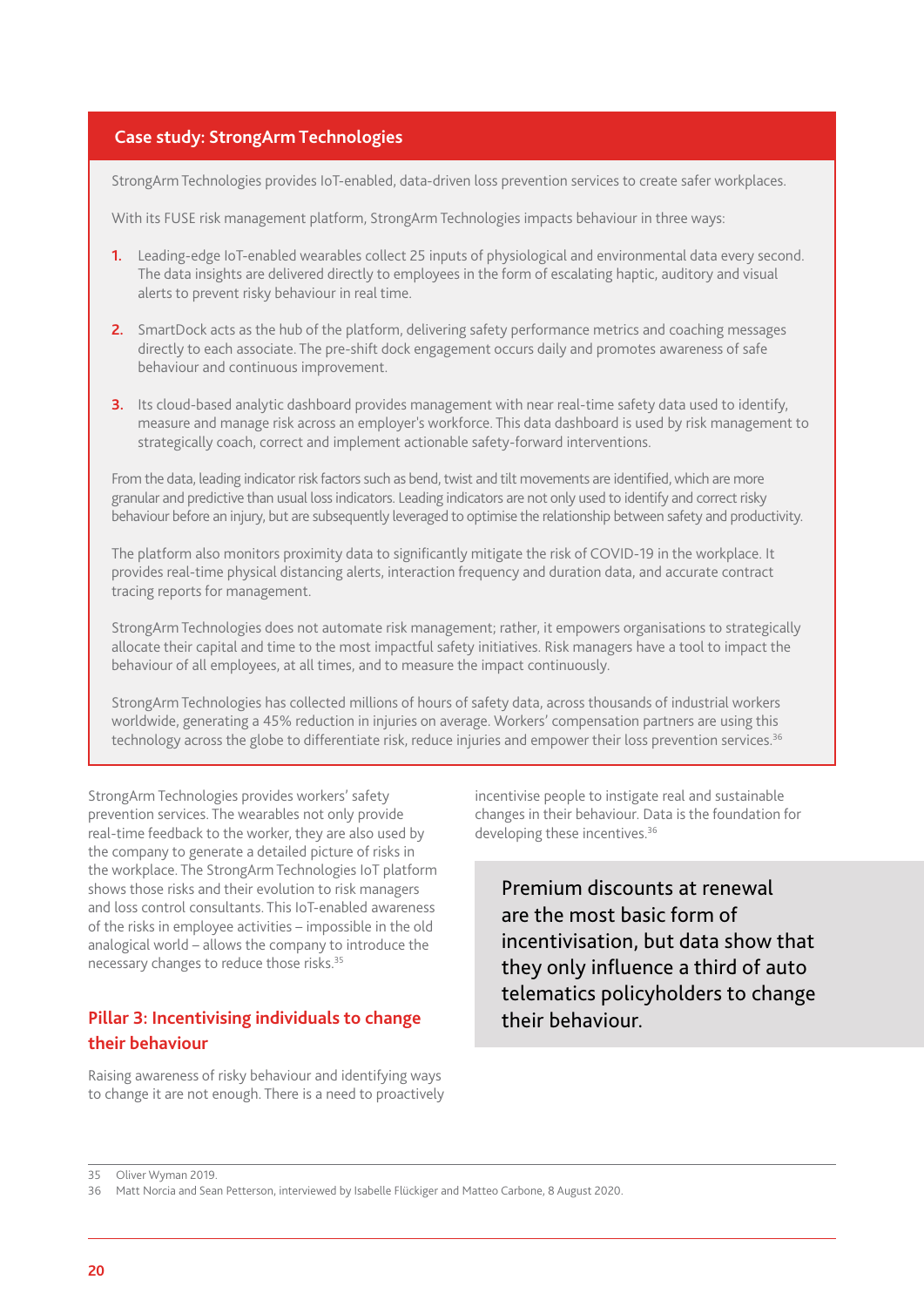## Case study: StrongArm Technologies

StrongArm Technologies provides IoT-enabled, data-driven loss prevention services to create safer workplaces.

With its FUSE risk management platform, StrongArm Technologies impacts behaviour in three ways:

1. Leading-edge IoT-enabled wearables collect 25 inputs of physiological and environmental data every second. The data insights are delivered directly to employees in the form of escalating haptic, auditory and visual alerts to prevent risky behaviour in real time.
2. SmartDock acts as the hub of the platform, delivering safety performance metrics and coaching messages directly to each associate. The pre-shift dock engagement occurs daily and promotes awareness of safe behaviour and continuous improvement.
3. Its cloud-based analytic dashboard provides management with near real-time safety data used to identify, measure and manage risk across an employer's workforce. This data dashboard is used by risk management to strategically coach, correct and implement actionable safety-forward interventions.

From the data, leading indicator risk factors such as bend, twist and tilt movements are identified, which are more granular and predictive than usual loss indicators. Leading indicators are not only used to identify and correct risky behaviour before an injury, but are subsequently leveraged to optimise the relationship between safety and productivity.

The platform also monitors proximity data to significantly mitigate the risk of COVID-19 in the workplace. It provides real-time physical distancing alerts, interaction frequency and duration data, and accurate contract tracing reports for management.

StrongArm Technologies does not automate risk management; rather, it empowers organisations to strategically allocate their capital and time to the most impactful safety initiatives. Risk managers have a tool to impact the behaviour of all employees, at all times, and to measure the impact continuously.

StrongArm Technologies has collected millions of hours of safety data, across thousands of industrial workers worldwide, generating a 45% reduction in injuries on average. Workers' compensation partners are using this technology across the globe to differentiate risk, reduce injuries and empower their loss prevention services.[36]

StrongArm Technologies provides workers' safety prevention services. The wearables not only provide real-time feedback to the worker, they are also used by the company to generate a detailed picture of risks in the workplace. The StrongArm Technologies IoT platform shows those risks and their evolution to risk managers and loss control consultants. This IoT-enabled awareness of the risks in employee activities – impossible in the old analogical world – allows the company to introduce the necessary changes to reduce those risks.[35]

## Pillar 3: Incentivising individuals to change their behaviour

Raising awareness of risky behaviour and identifying ways to change it are not enough. There is a need to proactively incentivise people to instigate real and sustainable changes in their behaviour. Data is the foundation for developing these incentives.[36]

> Premium discounts at renewal are the most basic form of incentivisation, but data show that they only influence a third of auto telematics policyholders to change their behaviour.

35 Oliver Wyman 2019.

36 Matt Norcia and Sean Petterson, interviewed by Isabelle Flückiger and Matteo Carbone, 8 August 2020.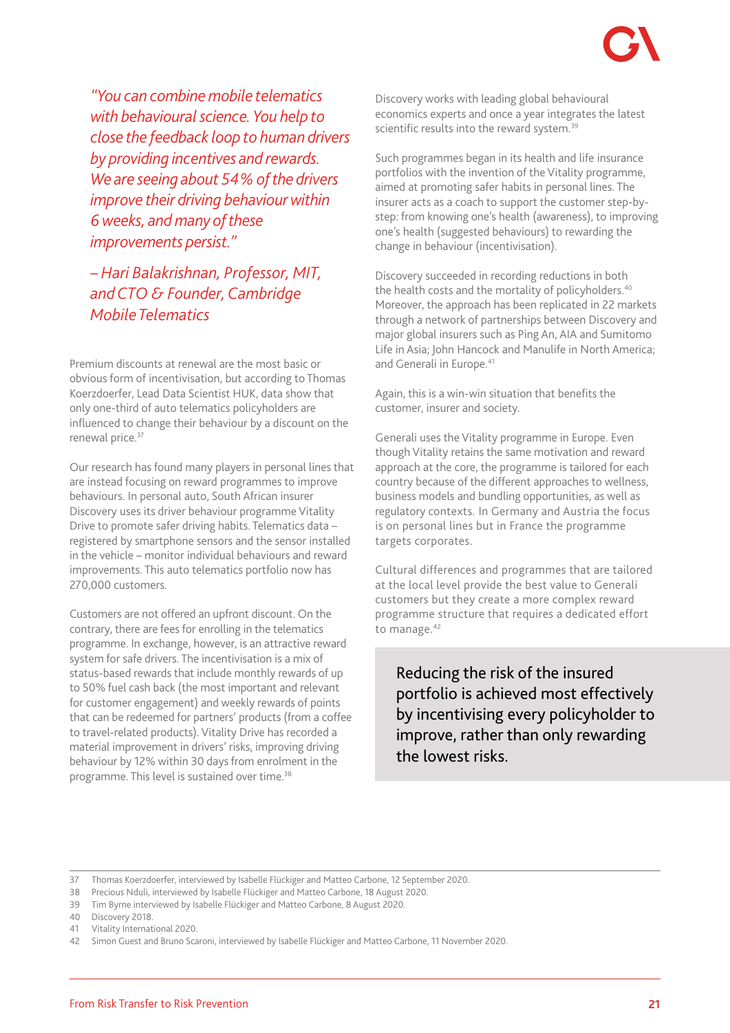*"You can combine mobile telematics with behavioural science. You help to close the feedback loop to human drivers by providing incentives and rewards. We are seeing about 54% of the drivers improve their driving behaviour within 6 weeks, and many of these improvements persist."*

*– Hari Balakrishnan, Professor, MIT, and CTO & Founder, Cambridge Mobile Telematics*

Premium discounts at renewal are the most basic or obvious form of incentivisation, but according to Thomas Koerzdoerfer, Lead Data Scientist HUK, data show that only one-third of auto telematics policyholders are influenced to change their behaviour by a discount on the renewal price.[37]

Our research has found many players in personal lines that are instead focusing on reward programmes to improve behaviours. In personal auto, South African insurer Discovery uses its driver behaviour programme Vitality Drive to promote safer driving habits. Telematics data – registered by smartphone sensors and the sensor installed in the vehicle – monitor individual behaviours and reward improvements. This auto telematics portfolio now has 270,000 customers.

Customers are not offered an upfront discount. On the contrary, there are fees for enrolling in the telematics programme. In exchange, however, is an attractive reward system for safe drivers. The incentivisation is a mix of status-based rewards that include monthly rewards of up to 50% fuel cash back (the most important and relevant for customer engagement) and weekly rewards of points that can be redeemed for partners' products (from a coffee to travel-related products). Vitality Drive has recorded a material improvement in drivers' risks, improving driving behaviour by 12% within 30 days from enrolment in the programme. This level is sustained over time.[38]

Discovery works with leading global behavioural economics experts and once a year integrates the latest scientific results into the reward system.[39]

Such programmes began in its health and life insurance portfolios with the invention of the Vitality programme, aimed at promoting safer habits in personal lines. The insurer acts as a coach to support the customer step-by-step: from knowing one's health (awareness), to improving one's health (suggested behaviours) to rewarding the change in behaviour (incentivisation).

Discovery succeeded in recording reductions in both the health costs and the mortality of policyholders.[40] Moreover, the approach has been replicated in 22 markets through a network of partnerships between Discovery and major global insurers such as Ping An, AIA and Sumitomo Life in Asia; John Hancock and Manulife in North America; and Generali in Europe.[41]

Again, this is a win-win situation that benefits the customer, insurer and society.

Generali uses the Vitality programme in Europe. Even though Vitality retains the same motivation and reward approach at the core, the programme is tailored for each country because of the different approaches to wellness, business models and bundling opportunities, as well as regulatory contexts. In Germany and Austria the focus is on personal lines but in France the programme targets corporates.

Cultural differences and programmes that are tailored at the local level provide the best value to Generali customers but they create a more complex reward programme structure that requires a dedicated effort to manage.[42]

> Reducing the risk of the insured portfolio is achieved most effectively by incentivising every policyholder to improve, rather than only rewarding the lowest risks.

---

37 Thomas Koerzdoerfer, interviewed by Isabelle Flückiger and Matteo Carbone, 12 September 2020.
38 Precious Nduli, interviewed by Isabelle Flückiger and Matteo Carbone, 18 August 2020.
39 Tim Byrne interviewed by Isabelle Flückiger and Matteo Carbone, 8 August 2020.
40 Discovery 2018.
41 Vitality International 2020.
42 Simon Guest and Bruno Scaroni, interviewed by Isabelle Flückiger and Matteo Carbone, 11 November 2020.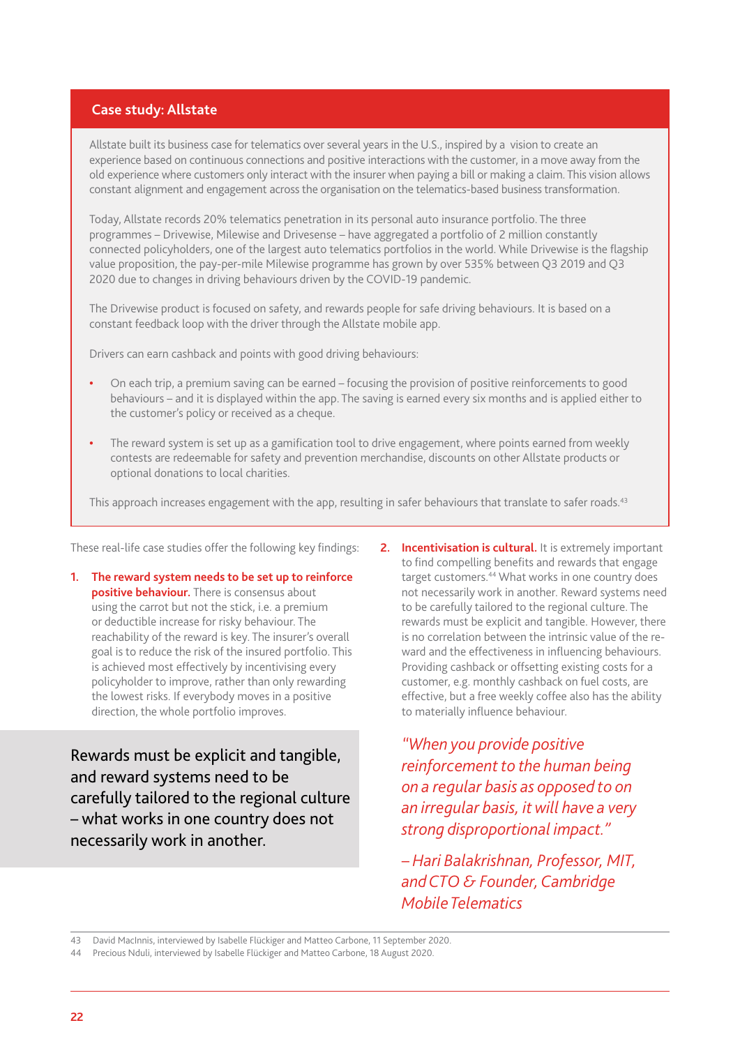## Case study: Allstate

Allstate built its business case for telematics over several years in the U.S., inspired by a vision to create an experience based on continuous connections and positive interactions with the customer, in a move away from the old experience where customers only interact with the insurer when paying a bill or making a claim. This vision allows constant alignment and engagement across the organisation on the telematics-based business transformation.

Today, Allstate records 20% telematics penetration in its personal auto insurance portfolio. The three programmes – Drivewise, Milewise and Drivesense – have aggregated a portfolio of 2 million constantly connected policyholders, one of the largest auto telematics portfolios in the world. While Drivewise is the flagship value proposition, the pay-per-mile Milewise programme has grown by over 535% between Q3 2019 and Q3 2020 due to changes in driving behaviours driven by the COVID-19 pandemic.

The Drivewise product is focused on safety, and rewards people for safe driving behaviours. It is based on a constant feedback loop with the driver through the Allstate mobile app.

Drivers can earn cashback and points with good driving behaviours:

- On each trip, a premium saving can be earned – focusing the provision of positive reinforcements to good behaviours – and it is displayed within the app. The saving is earned every six months and is applied either to the customer's policy or received as a cheque.
- The reward system is set up as a gamification tool to drive engagement, where points earned from weekly contests are redeemable for safety and prevention merchandise, discounts on other Allstate products or optional donations to local charities.

This approach increases engagement with the app, resulting in safer behaviours that translate to safer roads.[43]

These real-life case studies offer the following key findings:

1. **The reward system needs to be set up to reinforce positive behaviour.** There is consensus about using the carrot but not the stick, i.e. a premium or deductible increase for risky behaviour. The reachability of the reward is key. The insurer's overall goal is to reduce the risk of the insured portfolio. This is achieved most effectively by incentivising every policyholder to improve, rather than only rewarding the lowest risks. If everybody moves in a positive direction, the whole portfolio improves.

Rewards must be explicit and tangible, and reward systems need to be carefully tailored to the regional culture – what works in one country does not necessarily work in another.

2. **Incentivisation is cultural.** It is extremely important to find compelling benefits and rewards that engage target customers.[44] What works in one country does not necessarily work in another. Reward systems need to be carefully tailored to the regional culture. The rewards must be explicit and tangible. However, there is no correlation between the intrinsic value of the reward and the effectiveness in influencing behaviours. Providing cashback or offsetting existing costs for a customer, e.g. monthly cashback on fuel costs, are effective, but a free weekly coffee also has the ability to materially influence behaviour.

*"When you provide positive reinforcement to the human being on a regular basis as opposed to on an irregular basis, it will have a very strong disproportional impact."*

*– Hari Balakrishnan, Professor, MIT, and CTO & Founder, Cambridge Mobile Telematics*

43 David MacInnis, interviewed by Isabelle Flückiger and Matteo Carbone, 11 September 2020.

44 Precious Nduli, interviewed by Isabelle Flückiger and Matteo Carbone, 18 August 2020.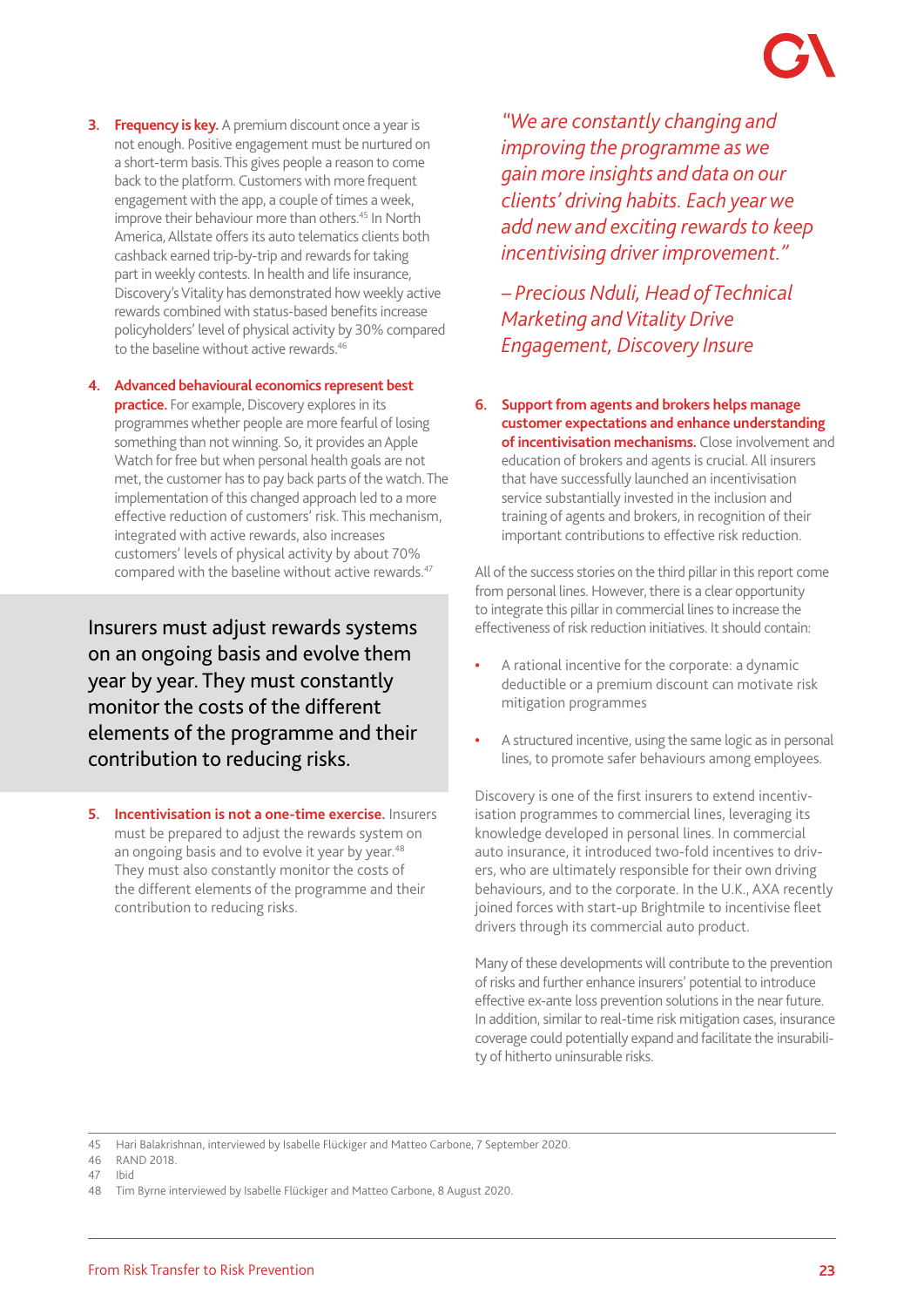3. **Frequency is key.** A premium discount once a year is not enough. Positive engagement must be nurtured on a short-term basis. This gives people a reason to come back to the platform. Customers with more frequent engagement with the app, a couple of times a week, improve their behaviour more than others.[45] In North America, Allstate offers its auto telematics clients both cashback earned trip-by-trip and rewards for taking part in weekly contests. In health and life insurance, Discovery's Vitality has demonstrated how weekly active rewards combined with status-based benefits increase policyholders' level of physical activity by 30% compared to the baseline without active rewards.[46]

4. **Advanced behavioural economics represent best practice.** For example, Discovery explores in its programmes whether people are more fearful of losing something than not winning. So, it provides an Apple Watch for free but when personal health goals are not met, the customer has to pay back parts of the watch. The implementation of this changed approach led to a more effective reduction of customers' risk. This mechanism, integrated with active rewards, also increases customers' levels of physical activity by about 70% compared with the baseline without active rewards.[47]

Insurers must adjust rewards systems on an ongoing basis and evolve them year by year. They must constantly monitor the costs of the different elements of the programme and their contribution to reducing risks.

5. **Incentivisation is not a one-time exercise.** Insurers must be prepared to adjust the rewards system on an ongoing basis and to evolve it year by year.[48] They must also constantly monitor the costs of the different elements of the programme and their contribution to reducing risks.

*"We are constantly changing and improving the programme as we gain more insights and data on our clients' driving habits. Each year we add new and exciting rewards to keep incentivising driver improvement."*

*– Precious Nduli, Head of Technical Marketing and Vitality Drive Engagement, Discovery Insure*

6. **Support from agents and brokers helps manage customer expectations and enhance understanding of incentivisation mechanisms.** Close involvement and education of brokers and agents is crucial. All insurers that have successfully launched an incentivisation service substantially invested in the inclusion and training of agents and brokers, in recognition of their important contributions to effective risk reduction.

All of the success stories on the third pillar in this report come from personal lines. However, there is a clear opportunity to integrate this pillar in commercial lines to increase the effectiveness of risk reduction initiatives. It should contain:

- A rational incentive for the corporate: a dynamic deductible or a premium discount can motivate risk mitigation programmes
- A structured incentive, using the same logic as in personal lines, to promote safer behaviours among employees.

Discovery is one of the first insurers to extend incentivisation programmes to commercial lines, leveraging its knowledge developed in personal lines. In commercial auto insurance, it introduced two-fold incentives to drivers, who are ultimately responsible for their own driving behaviours, and to the corporate. In the U.K., AXA recently joined forces with start-up Brightmile to incentivise fleet drivers through its commercial auto product.

Many of these developments will contribute to the prevention of risks and further enhance insurers' potential to introduce effective ex-ante loss prevention solutions in the near future. In addition, similar to real-time risk mitigation cases, insurance coverage could potentially expand and facilitate the insurability of hitherto uninsurable risks.

---

45 Hari Balakrishnan, interviewed by Isabelle Flückiger and Matteo Carbone, 7 September 2020.
46 RAND 2018.
47 Ibid
48 Tim Byrne interviewed by Isabelle Flückiger and Matteo Carbone, 8 August 2020.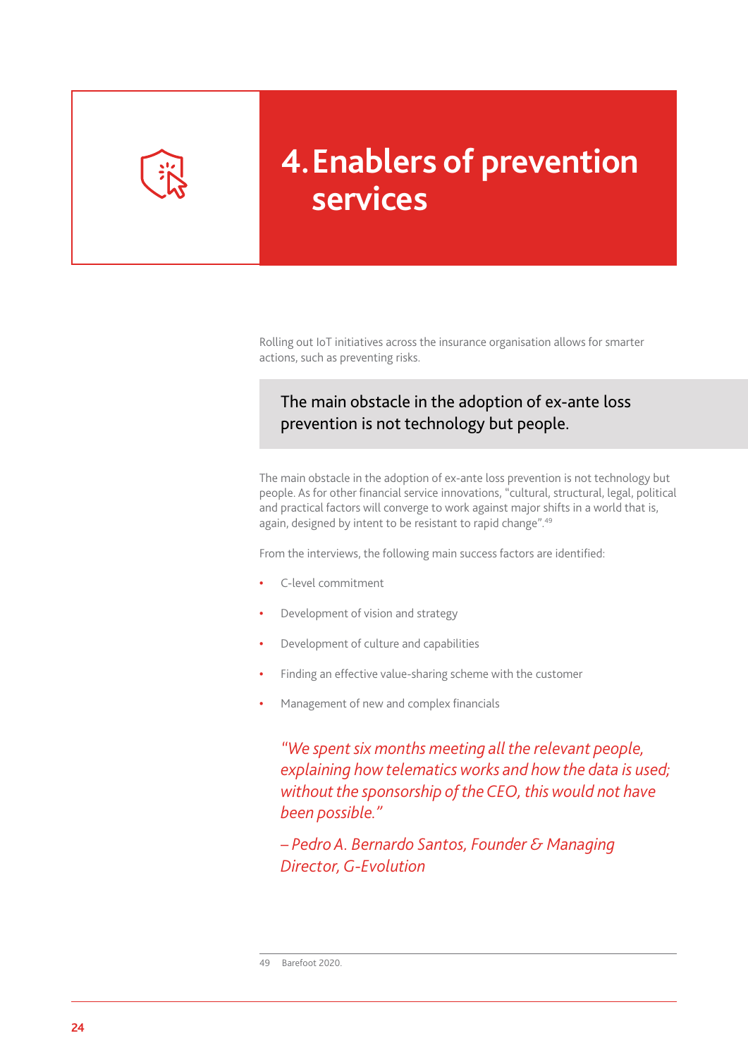# 4. Enablers of prevention services

Rolling out IoT initiatives across the insurance organisation allows for smarter actions, such as preventing risks.

> The main obstacle in the adoption of ex-ante loss prevention is not technology but people.

The main obstacle in the adoption of ex-ante loss prevention is not technology but people. As for other financial service innovations, "cultural, structural, legal, political and practical factors will converge to work against major shifts in a world that is, again, designed by intent to be resistant to rapid change".[49]

From the interviews, the following main success factors are identified:

- C-level commitment
- Development of vision and strategy
- Development of culture and capabilities
- Finding an effective value-sharing scheme with the customer
- Management of new and complex financials

*"We spent six months meeting all the relevant people, explaining how telematics works and how the data is used; without the sponsorship of the CEO, this would not have been possible."*

*– Pedro A. Bernardo Santos, Founder & Managing Director, G-Evolution*

49 Barefoot 2020.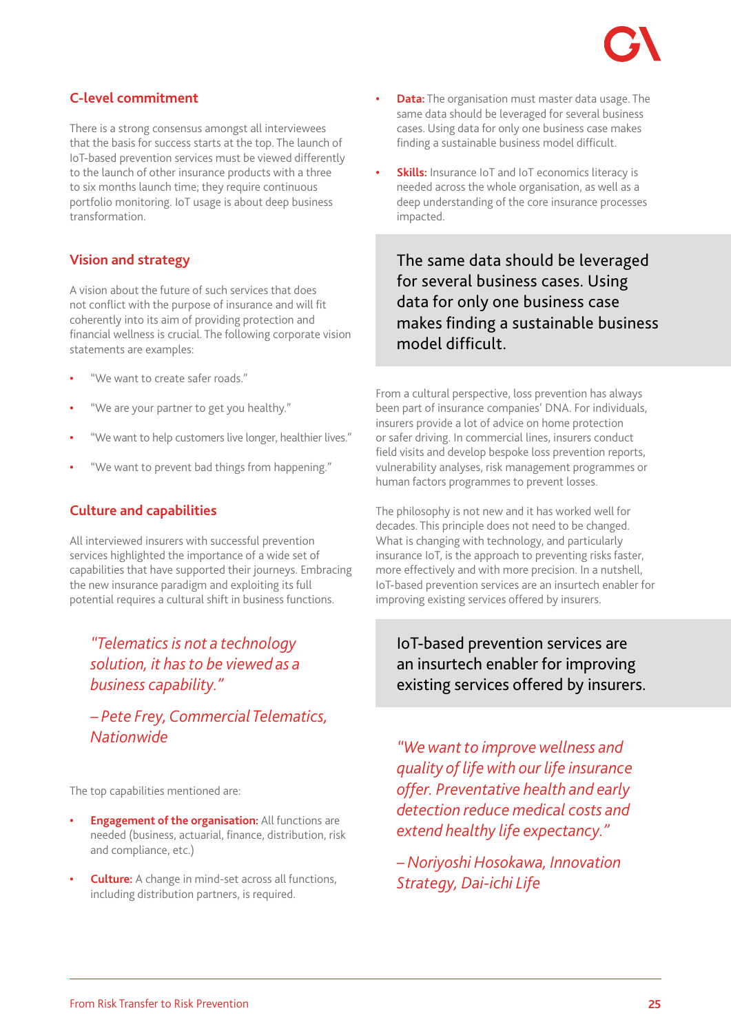## C-level commitment

There is a strong consensus amongst all interviewees that the basis for success starts at the top. The launch of IoT-based prevention services must be viewed differently to the launch of other insurance products with a three to six months launch time; they require continuous portfolio monitoring. IoT usage is about deep business transformation.

## Vision and strategy

A vision about the future of such services that does not conflict with the purpose of insurance and will fit coherently into its aim of providing protection and financial wellness is crucial. The following corporate vision statements are examples:

- "We want to create safer roads."
- "We are your partner to get you healthy."
- "We want to help customers live longer, healthier lives."
- "We want to prevent bad things from happening."

## Culture and capabilities

All interviewed insurers with successful prevention services highlighted the importance of a wide set of capabilities that have supported their journeys. Embracing the new insurance paradigm and exploiting its full potential requires a cultural shift in business functions.

> *"Telematics is not a technology solution, it has to be viewed as a business capability."*
>
> *– Pete Frey, Commercial Telematics, Nationwide*

The top capabilities mentioned are:

- **Engagement of the organisation:** All functions are needed (business, actuarial, finance, distribution, risk and compliance, etc.)
- **Culture:** A change in mind-set across all functions, including distribution partners, is required.
- **Data:** The organisation must master data usage. The same data should be leveraged for several business cases. Using data for only one business case makes finding a sustainable business model difficult.
- **Skills:** Insurance IoT and IoT economics literacy is needed across the whole organisation, as well as a deep understanding of the core insurance processes impacted.

> The same data should be leveraged for several business cases. Using data for only one business case makes finding a sustainable business model difficult.

From a cultural perspective, loss prevention has always been part of insurance companies' DNA. For individuals, insurers provide a lot of advice on home protection or safer driving. In commercial lines, insurers conduct field visits and develop bespoke loss prevention reports, vulnerability analyses, risk management programmes or human factors programmes to prevent losses.

The philosophy is not new and it has worked well for decades. This principle does not need to be changed. What is changing with technology, and particularly insurance IoT, is the approach to preventing risks faster, more effectively and with more precision. In a nutshell, IoT-based prevention services are an insurtech enabler for improving existing services offered by insurers.

> IoT-based prevention services are an insurtech enabler for improving existing services offered by insurers.

> *"We want to improve wellness and quality of life with our life insurance offer. Preventative health and early detection reduce medical costs and extend healthy life expectancy."*
>
> *– Noriyoshi Hosokawa, Innovation Strategy, Dai-ichi Life*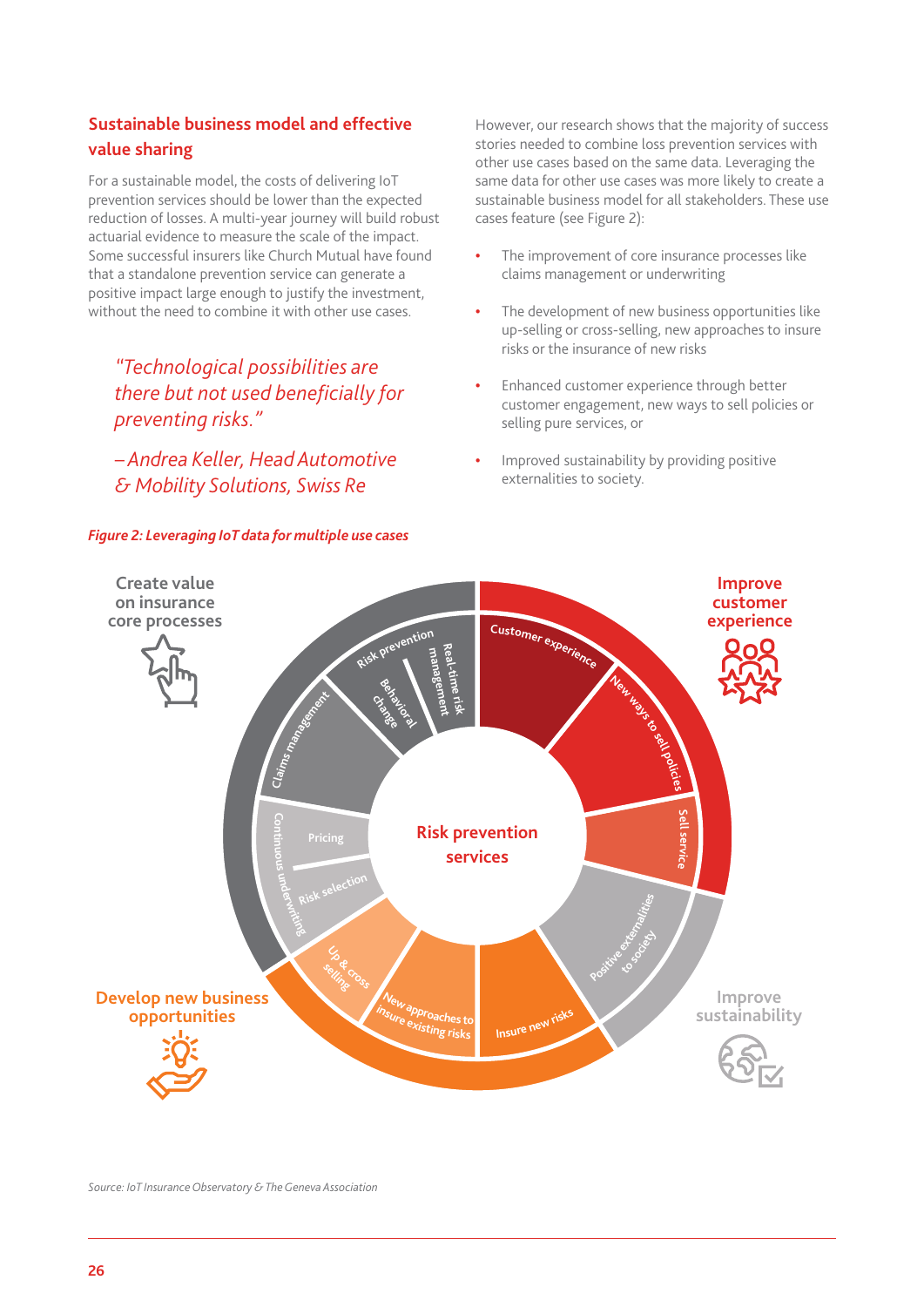## Sustainable business model and effective value sharing

For a sustainable model, the costs of delivering IoT prevention services should be lower than the expected reduction of losses. A multi-year journey will build robust actuarial evidence to measure the scale of the impact. Some successful insurers like Church Mutual have found that a standalone prevention service can generate a positive impact large enough to justify the investment, without the need to combine it with other use cases.

> *"Technological possibilities are there but not used beneficially for preventing risks."*
>
> *– Andrea Keller, Head Automotive & Mobility Solutions, Swiss Re*

However, our research shows that the majority of success stories needed to combine loss prevention services with other use cases based on the same data. Leveraging the same data for other use cases was more likely to create a sustainable business model for all stakeholders. These use cases feature (see Figure 2):

- The improvement of core insurance processes like claims management or underwriting
- The development of new business opportunities like up-selling or cross-selling, new approaches to insure risks or the insurance of new risks
- Enhanced customer experience through better customer engagement, new ways to sell policies or selling pure services, or
- Improved sustainability by providing positive externalities to society.

*Figure 2: Leveraging IoT data for multiple use cases*

Create value on insurance core processes
Claims management
Risk prevention
Behavioral change
Real-time risk management
Continuous underwriting
Pricing
Risk selection

Improve customer experience
Customer experience
New ways to sell policies
Sell service

Risk prevention services

Develop new business opportunities
Up & cross selling
New approaches to insure existing risks
Insure new risks

Improve sustainability
Positive externalities to society

*Source: IoT Insurance Observatory & The Geneva Association*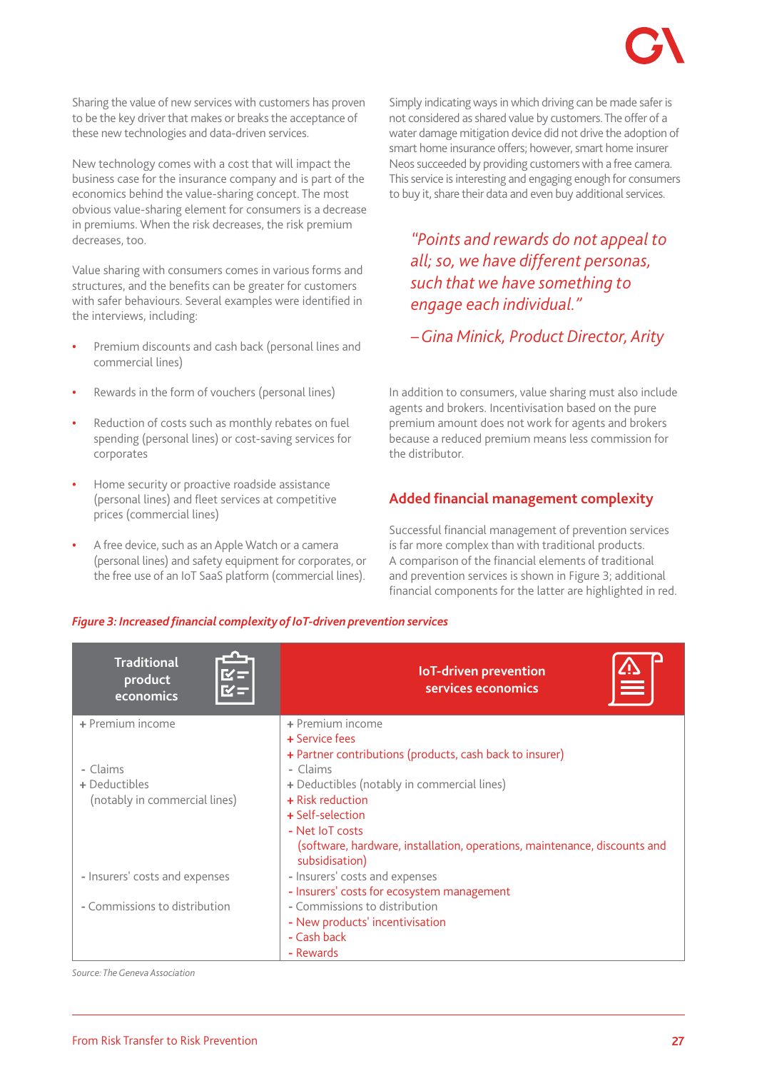Sharing the value of new services with customers has proven to be the key driver that makes or breaks the acceptance of these new technologies and data-driven services.

New technology comes with a cost that will impact the business case for the insurance company and is part of the economics behind the value-sharing concept. The most obvious value-sharing element for consumers is a decrease in premiums. When the risk decreases, the risk premium decreases, too.

Value sharing with consumers comes in various forms and structures, and the benefits can be greater for customers with safer behaviours. Several examples were identified in the interviews, including:

- Premium discounts and cash back (personal lines and commercial lines)
- Rewards in the form of vouchers (personal lines)
- Reduction of costs such as monthly rebates on fuel spending (personal lines) or cost-saving services for corporates
- Home security or proactive roadside assistance (personal lines) and fleet services at competitive prices (commercial lines)
- A free device, such as an Apple Watch or a camera (personal lines) and safety equipment for corporates, or the free use of an IoT SaaS platform (commercial lines).

Simply indicating ways in which driving can be made safer is not considered as shared value by customers. The offer of a water damage mitigation device did not drive the adoption of smart home insurance offers; however, smart home insurer Neos succeeded by providing customers with a free camera. This service is interesting and engaging enough for consumers to buy it, share their data and even buy additional services.

> *"Points and rewards do not appeal to all; so, we have different personas, such that we have something to engage each individual."*
>
> *– Gina Minick, Product Director, Arity*

In addition to consumers, value sharing must also include agents and brokers. Incentivisation based on the pure premium amount does not work for agents and brokers because a reduced premium means less commission for the distributor.

## Added financial management complexity

Successful financial management of prevention services is far more complex than with traditional products. A comparison of the financial elements of traditional and prevention services is shown in Figure 3; additional financial components for the latter are highlighted in red.

*Figure 3: Increased financial complexity of IoT-driven prevention services*

| Traditional product economics | IoT-driven prevention services economics |
|---|---|
| + Premium income | + Premium income |
| | + Service fees |
| | + Partner contributions (products, cash back to insurer) |
| - Claims | - Claims |
| + Deductibles (notably in commercial lines) | + Deductibles (notably in commercial lines) |
| | + Risk reduction |
| | + Self-selection |
| | - Net IoT costs (software, hardware, installation, operations, maintenance, discounts and subsidisation) |
| - Insurers' costs and expenses | - Insurers' costs and expenses |
| | - Insurers' costs for ecosystem management |
| - Commissions to distribution | - Commissions to distribution |
| | - New products' incentivisation |
| | - Cash back |
| | - Rewards |

*Source: The Geneva Association*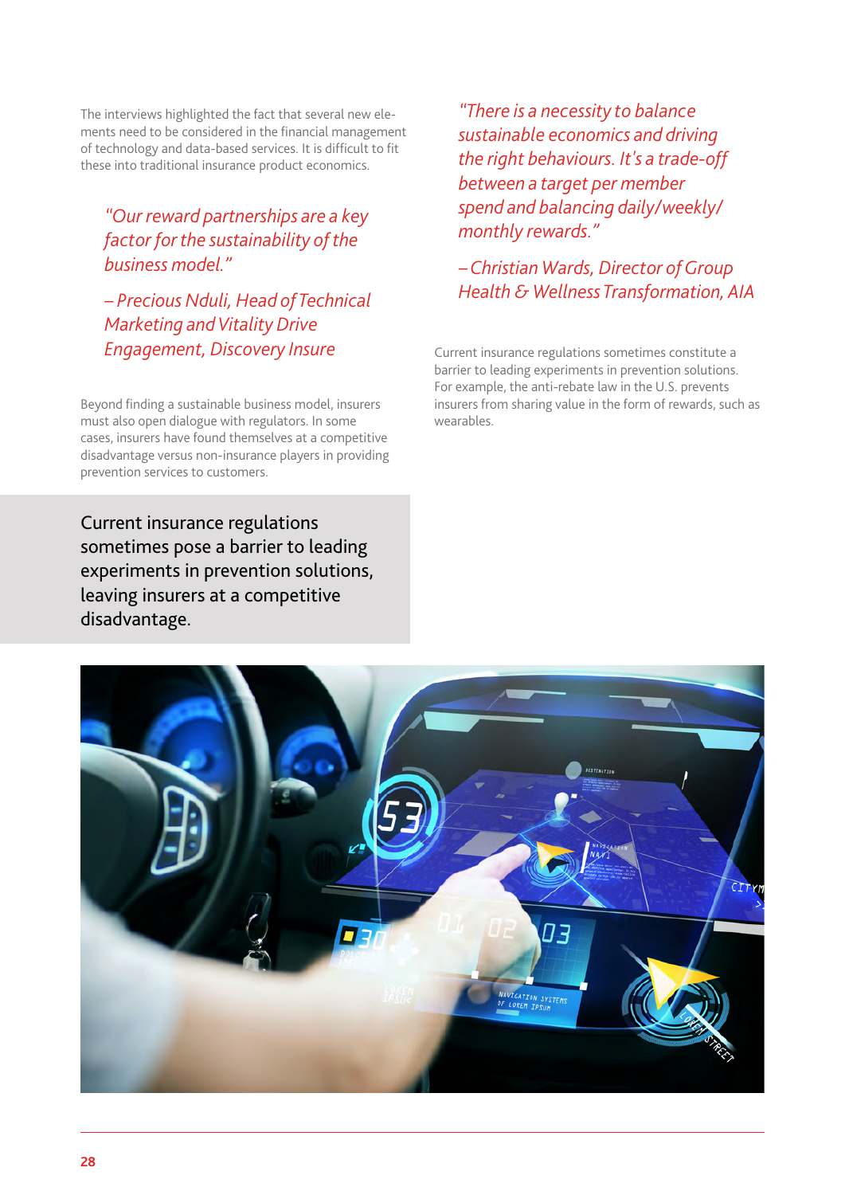The interviews highlighted the fact that several new elements need to be considered in the financial management of technology and data-based services. It is difficult to fit these into traditional insurance product economics.

*"Our reward partnerships are a key factor for the sustainability of the business model."*

*– Precious Nduli, Head of Technical Marketing and Vitality Drive Engagement, Discovery Insure*

Beyond finding a sustainable business model, insurers must also open dialogue with regulators. In some cases, insurers have found themselves at a competitive disadvantage versus non-insurance players in providing prevention services to customers.

Current insurance regulations sometimes pose a barrier to leading experiments in prevention solutions, leaving insurers at a competitive disadvantage.

*"There is a necessity to balance sustainable economics and driving the right behaviours. It's a trade-off between a target per member spend and balancing daily/weekly/monthly rewards."*

*– Christian Wards, Director of Group Health & Wellness Transformation, AIA*

Current insurance regulations sometimes constitute a barrier to leading experiments in prevention solutions. For example, the anti-rebate law in the U.S. prevents insurers from sharing value in the form of rewards, such as wearables.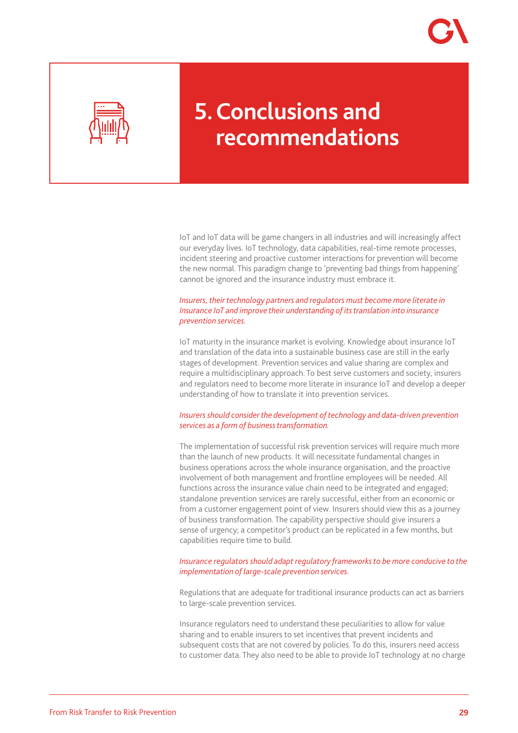# 5. Conclusions and recommendations

IoT and IoT data will be game changers in all industries and will increasingly affect our everyday lives. IoT technology, data capabilities, real-time remote processes, incident steering and proactive customer interactions for prevention will become the new normal. This paradigm change to 'preventing bad things from happening' cannot be ignored and the insurance industry must embrace it.

*Insurers, their technology partners and regulators must become more literate in Insurance IoT and improve their understanding of its translation into insurance prevention services.*

IoT maturity in the insurance market is evolving. Knowledge about insurance IoT and translation of the data into a sustainable business case are still in the early stages of development. Prevention services and value sharing are complex and require a multidisciplinary approach. To best serve customers and society, insurers and regulators need to become more literate in insurance IoT and develop a deeper understanding of how to translate it into prevention services.

*Insurers should consider the development of technology and data-driven prevention services as a form of business transformation.*

The implementation of successful risk prevention services will require much more than the launch of new products. It will necessitate fundamental changes in business operations across the whole insurance organisation, and the proactive involvement of both management and frontline employees will be needed. All functions across the insurance value chain need to be integrated and engaged; standalone prevention services are rarely successful, either from an economic or from a customer engagement point of view. Insurers should view this as a journey of business transformation. The capability perspective should give insurers a sense of urgency; a competitor's product can be replicated in a few months, but capabilities require time to build.

*Insurance regulators should adapt regulatory frameworks to be more conducive to the implementation of large-scale prevention services.*

Regulations that are adequate for traditional insurance products can act as barriers to large-scale prevention services.

Insurance regulators need to understand these peculiarities to allow for value sharing and to enable insurers to set incentives that prevent incidents and subsequent costs that are not covered by policies. To do this, insurers need access to customer data. They also need to be able to provide IoT technology at no charge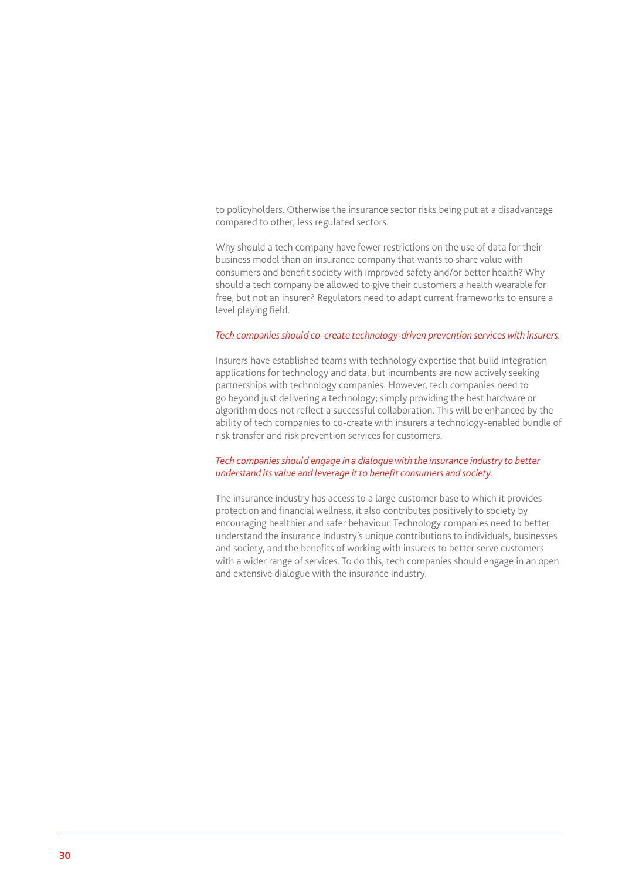to policyholders. Otherwise the insurance sector risks being put at a disadvantage compared to other, less regulated sectors.

Why should a tech company have fewer restrictions on the use of data for their business model than an insurance company that wants to share value with consumers and benefit society with improved safety and/or better health? Why should a tech company be allowed to give their customers a health wearable for free, but not an insurer? Regulators need to adapt current frameworks to ensure a level playing field.

*Tech companies should co-create technology-driven prevention services with insurers.*

Insurers have established teams with technology expertise that build integration applications for technology and data, but incumbents are now actively seeking partnerships with technology companies. However, tech companies need to go beyond just delivering a technology; simply providing the best hardware or algorithm does not reflect a successful collaboration. This will be enhanced by the ability of tech companies to co-create with insurers a technology-enabled bundle of risk transfer and risk prevention services for customers.

*Tech companies should engage in a dialogue with the insurance industry to better understand its value and leverage it to benefit consumers and society.*

The insurance industry has access to a large customer base to which it provides protection and financial wellness, it also contributes positively to society by encouraging healthier and safer behaviour. Technology companies need to better understand the insurance industry's unique contributions to individuals, businesses and society, and the benefits of working with insurers to better serve customers with a wider range of services. To do this, tech companies should engage in an open and extensive dialogue with the insurance industry.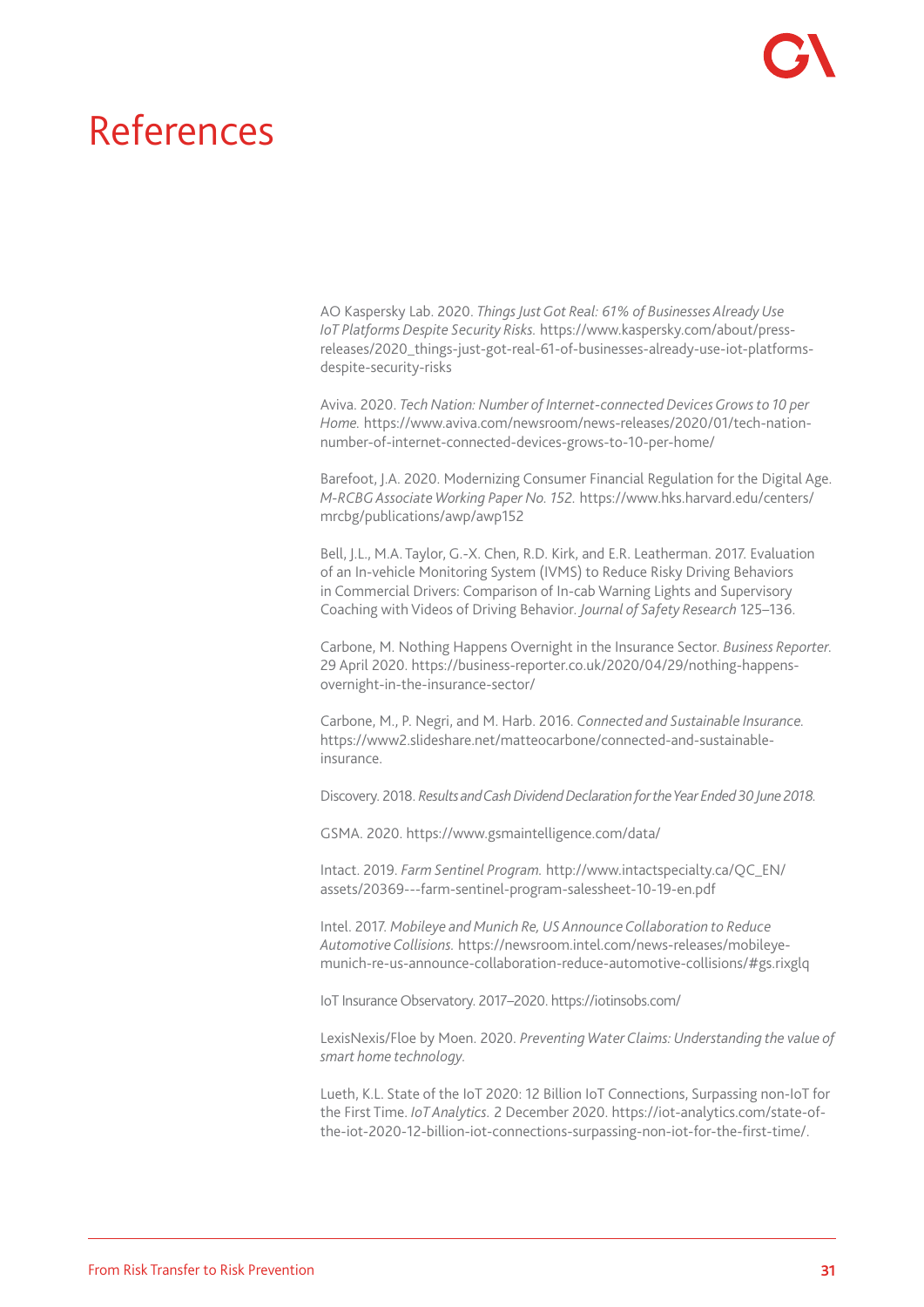# References

AO Kaspersky Lab. 2020. *Things Just Got Real: 61% of Businesses Already Use IoT Platforms Despite Security Risks.* https://www.kaspersky.com/about/press-releases/2020_things-just-got-real-61-of-businesses-already-use-iot-platforms-despite-security-risks

Aviva. 2020. *Tech Nation: Number of Internet-connected Devices Grows to 10 per Home.* https://www.aviva.com/newsroom/news-releases/2020/01/tech-nation-number-of-internet-connected-devices-grows-to-10-per-home/

Barefoot, J.A. 2020. Modernizing Consumer Financial Regulation for the Digital Age. *M-RCBG Associate Working Paper No. 152.* https://www.hks.harvard.edu/centers/mrcbg/publications/awp/awp152

Bell, J.L., M.A. Taylor, G.-X. Chen, R.D. Kirk, and E.R. Leatherman. 2017. Evaluation of an In-vehicle Monitoring System (IVMS) to Reduce Risky Driving Behaviors in Commercial Drivers: Comparison of In-cab Warning Lights and Supervisory Coaching with Videos of Driving Behavior. *Journal of Safety Research* 125–136.

Carbone, M. Nothing Happens Overnight in the Insurance Sector. *Business Reporter.* 29 April 2020. https://business-reporter.co.uk/2020/04/29/nothing-happens-overnight-in-the-insurance-sector/

Carbone, M., P. Negri, and M. Harb. 2016. *Connected and Sustainable Insurance.* https://www2.slideshare.net/matteocarbone/connected-and-sustainable-insurance.

Discovery. 2018. *Results and Cash Dividend Declaration for the Year Ended 30 June 2018.*

GSMA. 2020. https://www.gsmaintelligence.com/data/

Intact. 2019. *Farm Sentinel Program.* http://www.intactspecialty.ca/QC_EN/assets/20369---farm-sentinel-program-salessheet-10-19-en.pdf

Intel. 2017. *Mobileye and Munich Re, US Announce Collaboration to Reduce Automotive Collisions.* https://newsroom.intel.com/news-releases/mobileye-munich-re-us-announce-collaboration-reduce-automotive-collisions/#gs.rixglq

IoT Insurance Observatory. 2017–2020. https://iotinsobs.com/

LexisNexis/Floe by Moen. 2020. *Preventing Water Claims: Understanding the value of smart home technology.*

Lueth, K.L. State of the IoT 2020: 12 Billion IoT Connections, Surpassing non-IoT for the First Time. *IoT Analytics.* 2 December 2020. https://iot-analytics.com/state-of-the-iot-2020-12-billion-iot-connections-surpassing-non-iot-for-the-first-time/.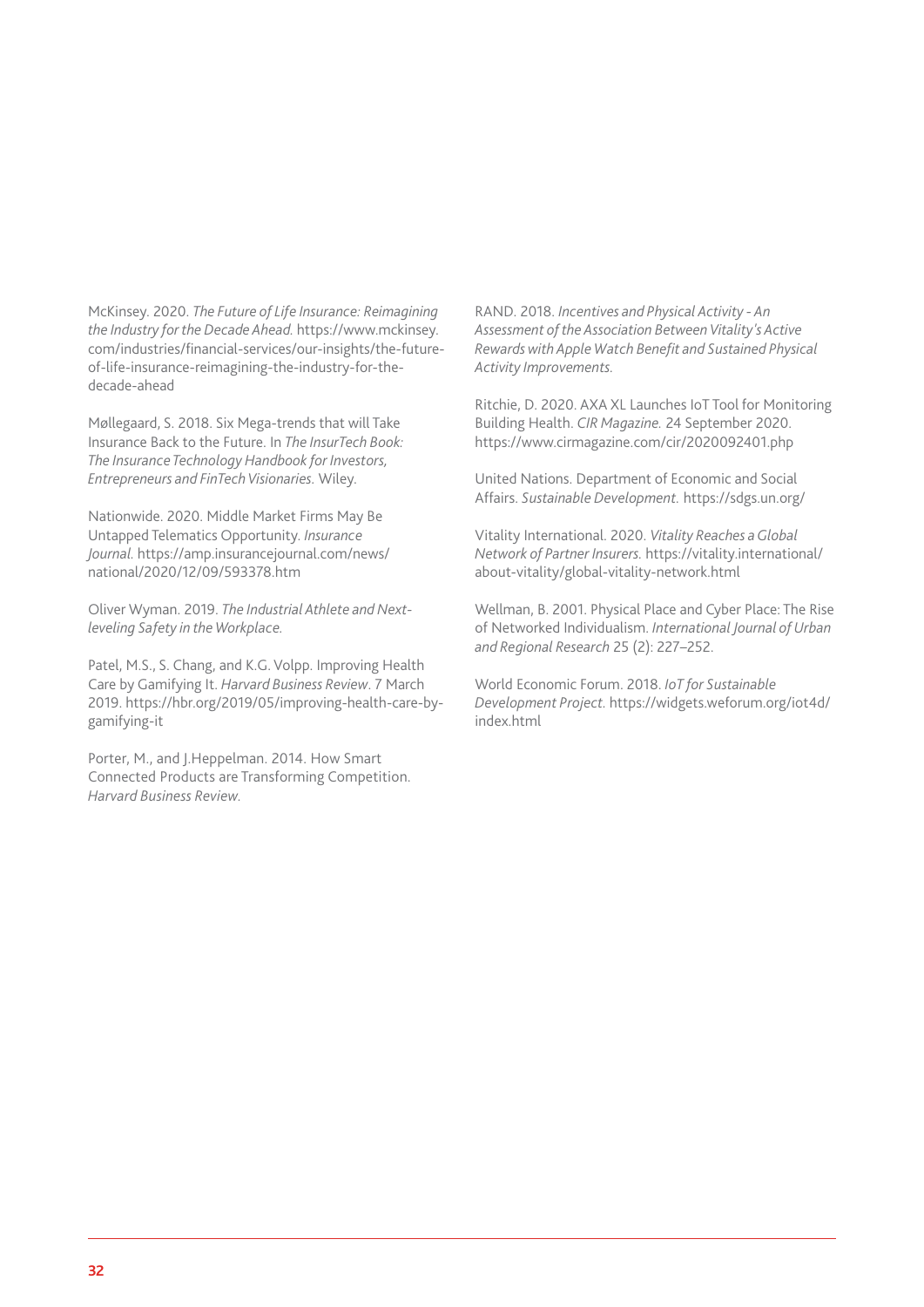McKinsey. 2020. *The Future of Life Insurance: Reimagining the Industry for the Decade Ahead.* https://www.mckinsey.com/industries/financial-services/our-insights/the-future-of-life-insurance-reimagining-the-industry-for-the-decade-ahead

Møllegaard, S. 2018. Six Mega-trends that will Take Insurance Back to the Future. In *The InsurTech Book: The Insurance Technology Handbook for Investors, Entrepreneurs and FinTech Visionaries.* Wiley.

Nationwide. 2020. Middle Market Firms May Be Untapped Telematics Opportunity. *Insurance Journal.* https://amp.insurancejournal.com/news/national/2020/12/09/593378.htm

Oliver Wyman. 2019. *The Industrial Athlete and Next-leveling Safety in the Workplace.*

Patel, M.S., S. Chang, and K.G. Volpp. Improving Health Care by Gamifying It. *Harvard Business Review*. 7 March 2019. https://hbr.org/2019/05/improving-health-care-by-gamifying-it

Porter, M., and J.Heppelman. 2014. How Smart Connected Products are Transforming Competition. *Harvard Business Review.*

RAND. 2018. *Incentives and Physical Activity - An Assessment of the Association Between Vitality's Active Rewards with Apple Watch Benefit and Sustained Physical Activity Improvements.*

Ritchie, D. 2020. AXA XL Launches IoT Tool for Monitoring Building Health. *CIR Magazine.* 24 September 2020. https://www.cirmagazine.com/cir/2020092401.php

United Nations. Department of Economic and Social Affairs. *Sustainable Development.* https://sdgs.un.org/

Vitality International. 2020. *Vitality Reaches a Global Network of Partner Insurers.* https://vitality.international/about-vitality/global-vitality-network.html

Wellman, B. 2001. Physical Place and Cyber Place: The Rise of Networked Individualism. *International Journal of Urban and Regional Research* 25 (2): 227–252.

World Economic Forum. 2018. *IoT for Sustainable Development Project.* https://widgets.weforum.org/iot4d/index.html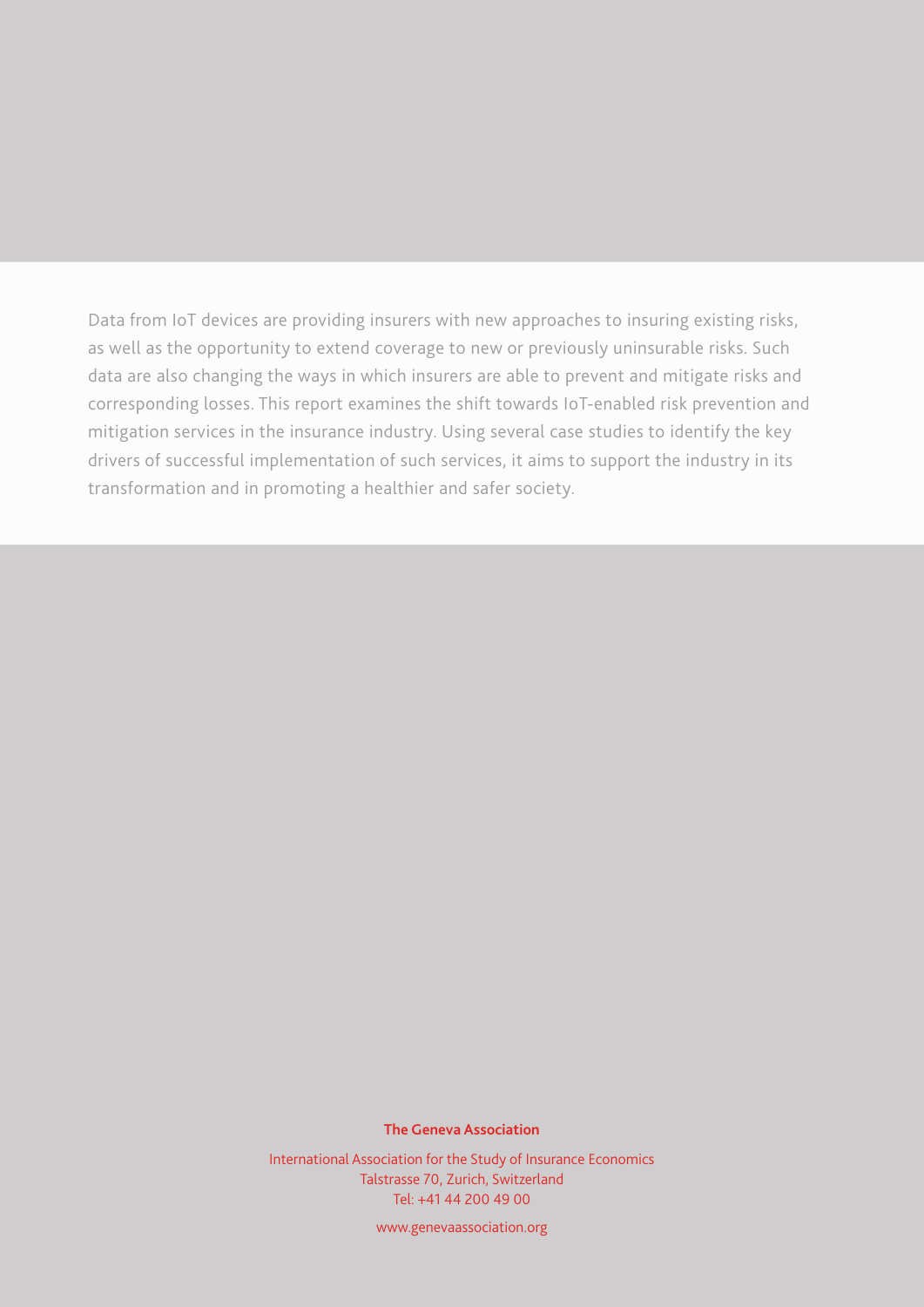Data from IoT devices are providing insurers with new approaches to insuring existing risks, as well as the opportunity to extend coverage to new or previously uninsurable risks. Such data are also changing the ways in which insurers are able to prevent and mitigate risks and corresponding losses. This report examines the shift towards IoT-enabled risk prevention and mitigation services in the insurance industry. Using several case studies to identify the key drivers of successful implementation of such services, it aims to support the industry in its transformation and in promoting a healthier and safer society.

**The Geneva Association**

International Association for the Study of Insurance Economics
Talstrasse 70, Zurich, Switzerland
Tel: +41 44 200 49 00

www.genevaassociation.org